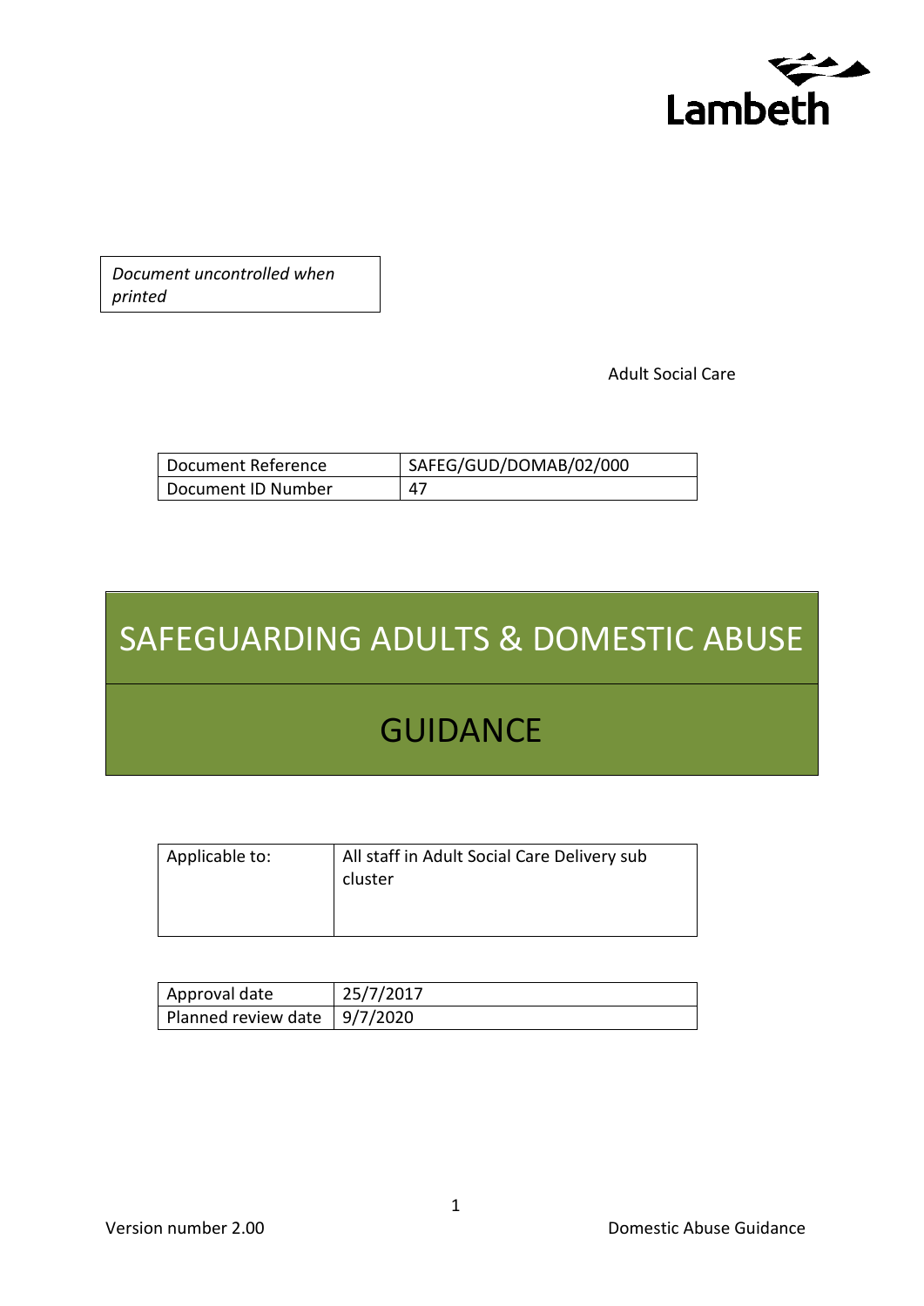Lambeth

*Document uncontrolled when printed*

Adult Social Care

| Document Reference | SAFEG/GUD/DOMAB/02/000 |
|---|---|
| Document ID Number | 47 |

# SAFEGUARDING ADULTS & DOMESTIC ABUSE

# GUIDANCE

| Applicable to: | All staff in Adult Social Care Delivery sub cluster |
|---|---|

| Approval date | 25/7/2017 |
|---|---|
| Planned review date | 9/7/2020 |

Version number 2.00

Domestic Abuse Guidance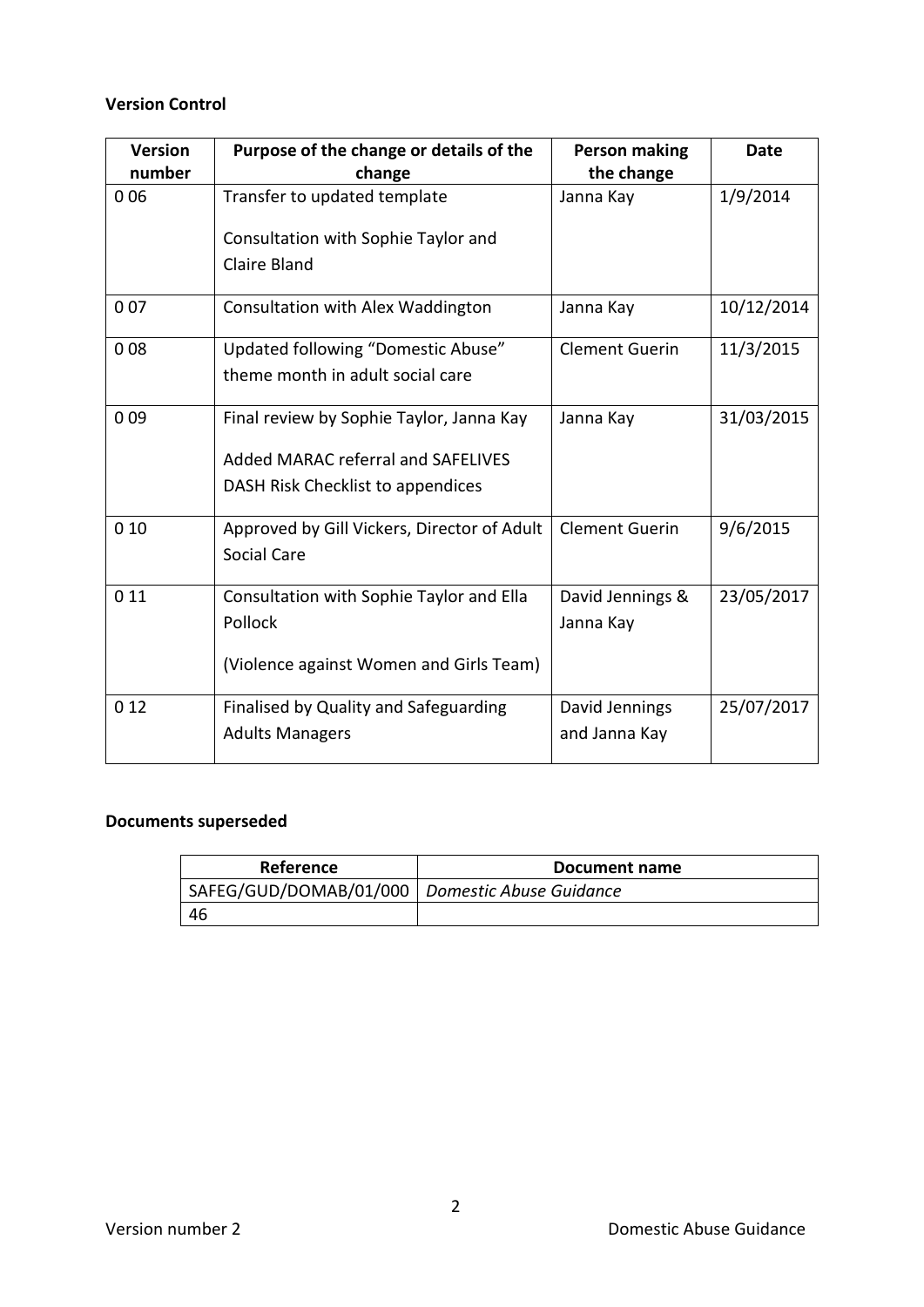**Version Control**

| Version number | Purpose of the change or details of the change | Person making the change | Date |
|---|---|---|---|
| 0 06 | Transfer to updated template<br><br>Consultation with Sophie Taylor and Claire Bland | Janna Kay | 1/9/2014 |
| 0 07 | Consultation with Alex Waddington | Janna Kay | 10/12/2014 |
| 0 08 | Updated following "Domestic Abuse" theme month in adult social care | Clement Guerin | 11/3/2015 |
| 0 09 | Final review by Sophie Taylor, Janna Kay<br><br>Added MARAC referral and SAFELIVES DASH Risk Checklist to appendices | Janna Kay | 31/03/2015 |
| 0 10 | Approved by Gill Vickers, Director of Adult Social Care | Clement Guerin | 9/6/2015 |
| 0 11 | Consultation with Sophie Taylor and Ella Pollock<br><br>(Violence against Women and Girls Team) | David Jennings & Janna Kay | 23/05/2017 |
| 0 12 | Finalised by Quality and Safeguarding Adults Managers | David Jennings and Janna Kay | 25/07/2017 |

**Documents superseded**

| Reference | Document name |
|---|---|
| SAFEG/GUD/DOMAB/01/000 | *Domestic Abuse Guidance* |
| 46 | |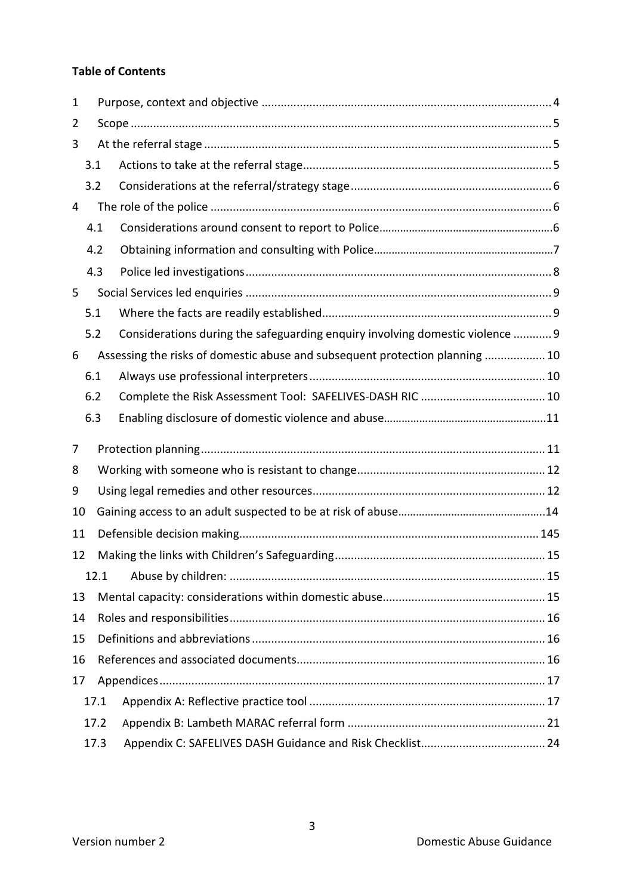**Table of Contents**

1 Purpose, context and objective .......... 4
2 Scope .......... 5
3 At the referral stage .......... 5
  3.1 Actions to take at the referral stage .......... 5
  3.2 Considerations at the referral/strategy stage .......... 6
4 The role of the police .......... 6
  4.1 Considerations around consent to report to Police .......... 6
  4.2 Obtaining information and consulting with Police .......... 7
  4.3 Police led investigations .......... 8
5 Social Services led enquiries .......... 9
  5.1 Where the facts are readily established .......... 9
  5.2 Considerations during the safeguarding enquiry involving domestic violence .......... 9
6 Assessing the risks of domestic abuse and subsequent protection planning .......... 10
  6.1 Always use professional interpreters .......... 10
  6.2 Complete the Risk Assessment Tool: SAFELIVES-DASH RIC .......... 10
  6.3 Enabling disclosure of domestic violence and abuse .......... 11
7 Protection planning .......... 11
8 Working with someone who is resistant to change .......... 12
9 Using legal remedies and other resources .......... 12
10 Gaining access to an adult suspected to be at risk of abuse .......... 14
11 Defensible decision making .......... 145
12 Making the links with Children's Safeguarding .......... 15
  12.1 Abuse by children: .......... 15
13 Mental capacity: considerations within domestic abuse .......... 15
14 Roles and responsibilities .......... 16
15 Definitions and abbreviations .......... 16
16 References and associated documents .......... 16
17 Appendices .......... 17
  17.1 Appendix A: Reflective practice tool .......... 17
  17.2 Appendix B: Lambeth MARAC referral form .......... 21
  17.3 Appendix C: SAFELIVES DASH Guidance and Risk Checklist .......... 24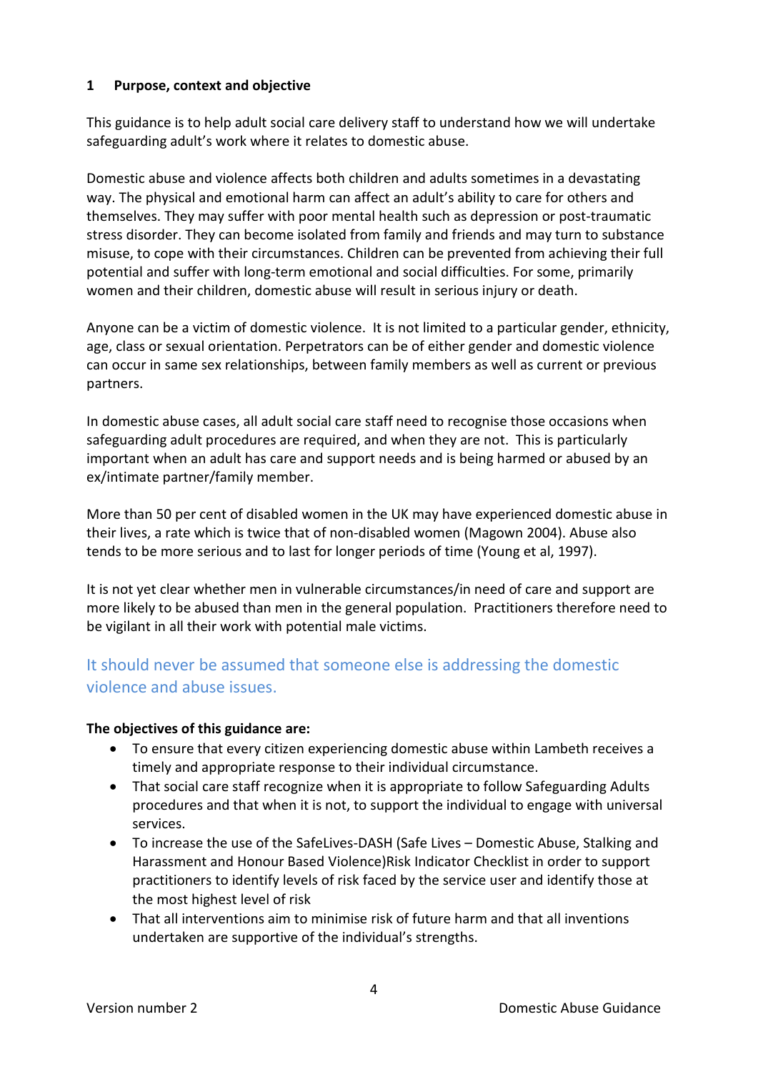## 1 Purpose, context and objective

This guidance is to help adult social care delivery staff to understand how we will undertake safeguarding adult's work where it relates to domestic abuse.

Domestic abuse and violence affects both children and adults sometimes in a devastating way. The physical and emotional harm can affect an adult's ability to care for others and themselves. They may suffer with poor mental health such as depression or post-traumatic stress disorder. They can become isolated from family and friends and may turn to substance misuse, to cope with their circumstances. Children can be prevented from achieving their full potential and suffer with long-term emotional and social difficulties. For some, primarily women and their children, domestic abuse will result in serious injury or death.

Anyone can be a victim of domestic violence. It is not limited to a particular gender, ethnicity, age, class or sexual orientation. Perpetrators can be of either gender and domestic violence can occur in same sex relationships, between family members as well as current or previous partners.

In domestic abuse cases, all adult social care staff need to recognise those occasions when safeguarding adult procedures are required, and when they are not. This is particularly important when an adult has care and support needs and is being harmed or abused by an ex/intimate partner/family member.

More than 50 per cent of disabled women in the UK may have experienced domestic abuse in their lives, a rate which is twice that of non-disabled women (Magown 2004). Abuse also tends to be more serious and to last for longer periods of time (Young et al, 1997).

It is not yet clear whether men in vulnerable circumstances/in need of care and support are more likely to be abused than men in the general population. Practitioners therefore need to be vigilant in all their work with potential male victims.

It should never be assumed that someone else is addressing the domestic violence and abuse issues.

**The objectives of this guidance are:**

- To ensure that every citizen experiencing domestic abuse within Lambeth receives a timely and appropriate response to their individual circumstance.
- That social care staff recognize when it is appropriate to follow Safeguarding Adults procedures and that when it is not, to support the individual to engage with universal services.
- To increase the use of the SafeLives-DASH (Safe Lives – Domestic Abuse, Stalking and Harassment and Honour Based Violence)Risk Indicator Checklist in order to support practitioners to identify levels of risk faced by the service user and identify those at the most highest level of risk
- That all interventions aim to minimise risk of future harm and that all inventions undertaken are supportive of the individual's strengths.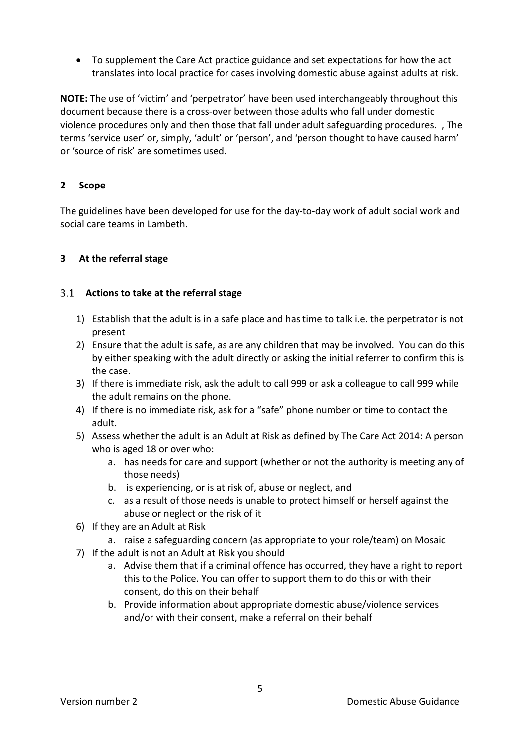- To supplement the Care Act practice guidance and set expectations for how the act translates into local practice for cases involving domestic abuse against adults at risk.

**NOTE:** The use of 'victim' and 'perpetrator' have been used interchangeably throughout this document because there is a cross-over between those adults who fall under domestic violence procedures only and then those that fall under adult safeguarding procedures. , The terms 'service user' or, simply, 'adult' or 'person', and 'person thought to have caused harm' or 'source of risk' are sometimes used.

## 2 Scope

The guidelines have been developed for use for the day-to-day work of adult social work and social care teams in Lambeth.

## 3 At the referral stage

### 3.1 Actions to take at the referral stage

1) Establish that the adult is in a safe place and has time to talk i.e. the perpetrator is not present
2) Ensure that the adult is safe, as are any children that may be involved. You can do this by either speaking with the adult directly or asking the initial referrer to confirm this is the case.
3) If there is immediate risk, ask the adult to call 999 or ask a colleague to call 999 while the adult remains on the phone.
4) If there is no immediate risk, ask for a "safe" phone number or time to contact the adult.
5) Assess whether the adult is an Adult at Risk as defined by The Care Act 2014: A person who is aged 18 or over who:
    a. has needs for care and support (whether or not the authority is meeting any of those needs)
    b. is experiencing, or is at risk of, abuse or neglect, and
    c. as a result of those needs is unable to protect himself or herself against the abuse or neglect or the risk of it
6) If they are an Adult at Risk
    a. raise a safeguarding concern (as appropriate to your role/team) on Mosaic
7) If the adult is not an Adult at Risk you should
    a. Advise them that if a criminal offence has occurred, they have a right to report this to the Police. You can offer to support them to do this or with their consent, do this on their behalf
    b. Provide information about appropriate domestic abuse/violence services and/or with their consent, make a referral on their behalf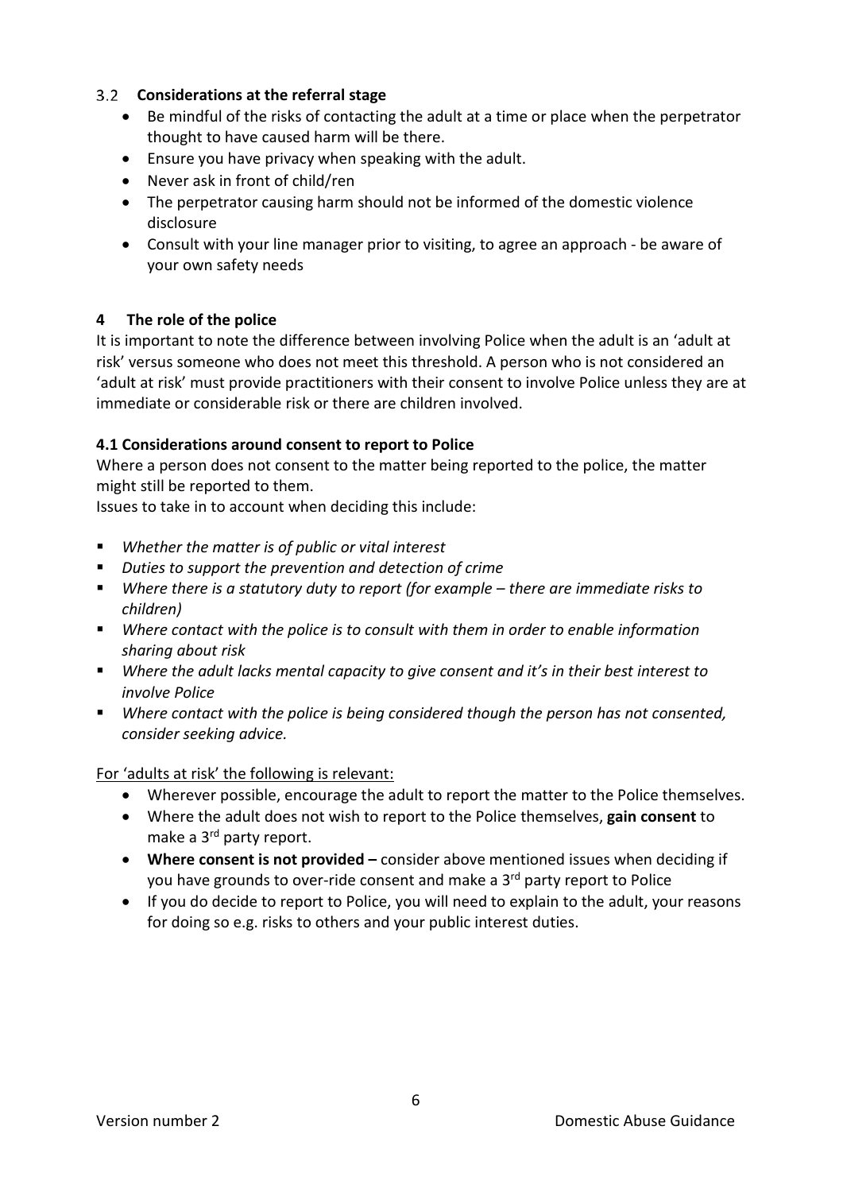### 3.2 Considerations at the referral stage

- Be mindful of the risks of contacting the adult at a time or place when the perpetrator thought to have caused harm will be there.
- Ensure you have privacy when speaking with the adult.
- Never ask in front of child/ren
- The perpetrator causing harm should not be informed of the domestic violence disclosure
- Consult with your line manager prior to visiting, to agree an approach - be aware of your own safety needs

## 4 The role of the police

It is important to note the difference between involving Police when the adult is an 'adult at risk' versus someone who does not meet this threshold. A person who is not considered an 'adult at risk' must provide practitioners with their consent to involve Police unless they are at immediate or considerable risk or there are children involved.

### 4.1 Considerations around consent to report to Police

Where a person does not consent to the matter being reported to the police, the matter might still be reported to them.

Issues to take in to account when deciding this include:

- *Whether the matter is of public or vital interest*
- *Duties to support the prevention and detection of crime*
- *Where there is a statutory duty to report (for example – there are immediate risks to children)*
- *Where contact with the police is to consult with them in order to enable information sharing about risk*
- *Where the adult lacks mental capacity to give consent and it's in their best interest to involve Police*
- *Where contact with the police is being considered though the person has not consented, consider seeking advice.*

<u>For 'adults at risk' the following is relevant:</u>

- Wherever possible, encourage the adult to report the matter to the Police themselves.
- Where the adult does not wish to report to the Police themselves, **gain consent** to make a 3rd party report.
- **Where consent is not provided –** consider above mentioned issues when deciding if you have grounds to over-ride consent and make a 3rd party report to Police
- If you do decide to report to Police, you will need to explain to the adult, your reasons for doing so e.g. risks to others and your public interest duties.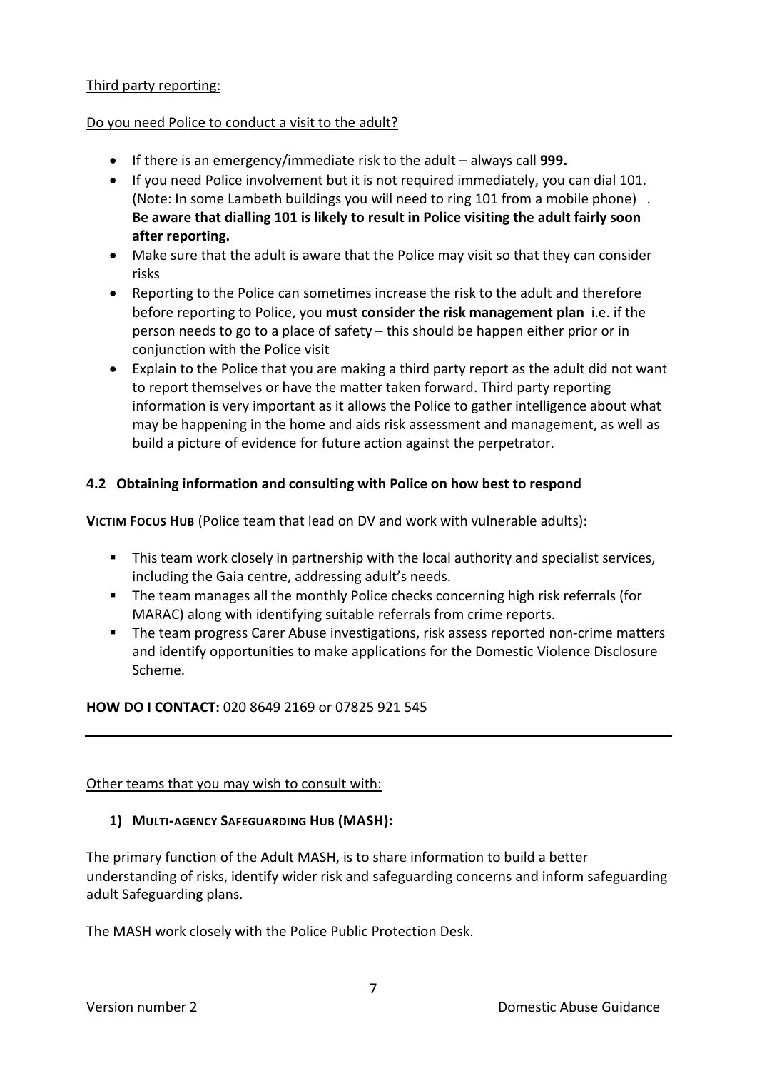Third party reporting:

Do you need Police to conduct a visit to the adult?

- If there is an emergency/immediate risk to the adult – always call **999.**
- If you need Police involvement but it is not required immediately, you can dial 101. (Note: In some Lambeth buildings you will need to ring 101 from a mobile phone) . **Be aware that dialling 101 is likely to result in Police visiting the adult fairly soon after reporting.**
- Make sure that the adult is aware that the Police may visit so that they can consider risks
- Reporting to the Police can sometimes increase the risk to the adult and therefore before reporting to Police, you **must consider the risk management plan** i.e. if the person needs to go to a place of safety – this should be happen either prior or in conjunction with the Police visit
- Explain to the Police that you are making a third party report as the adult did not want to report themselves or have the matter taken forward. Third party reporting information is very important as it allows the Police to gather intelligence about what may be happening in the home and aids risk assessment and management, as well as build a picture of evidence for future action against the perpetrator.

### 4.2 Obtaining information and consulting with Police on how best to respond

**VICTIM FOCUS HUB** (Police team that lead on DV and work with vulnerable adults):

- This team work closely in partnership with the local authority and specialist services, including the Gaia centre, addressing adult's needs.
- The team manages all the monthly Police checks concerning high risk referrals (for MARAC) along with identifying suitable referrals from crime reports.
- The team progress Carer Abuse investigations, risk assess reported non-crime matters and identify opportunities to make applications for the Domestic Violence Disclosure Scheme.

**HOW DO I CONTACT:** 020 8649 2169 or 07825 921 545

---

Other teams that you may wish to consult with:

1) **MULTI-AGENCY SAFEGUARDING HUB (MASH):**

The primary function of the Adult MASH, is to share information to build a better understanding of risks, identify wider risk and safeguarding concerns and inform safeguarding adult Safeguarding plans.

The MASH work closely with the Police Public Protection Desk.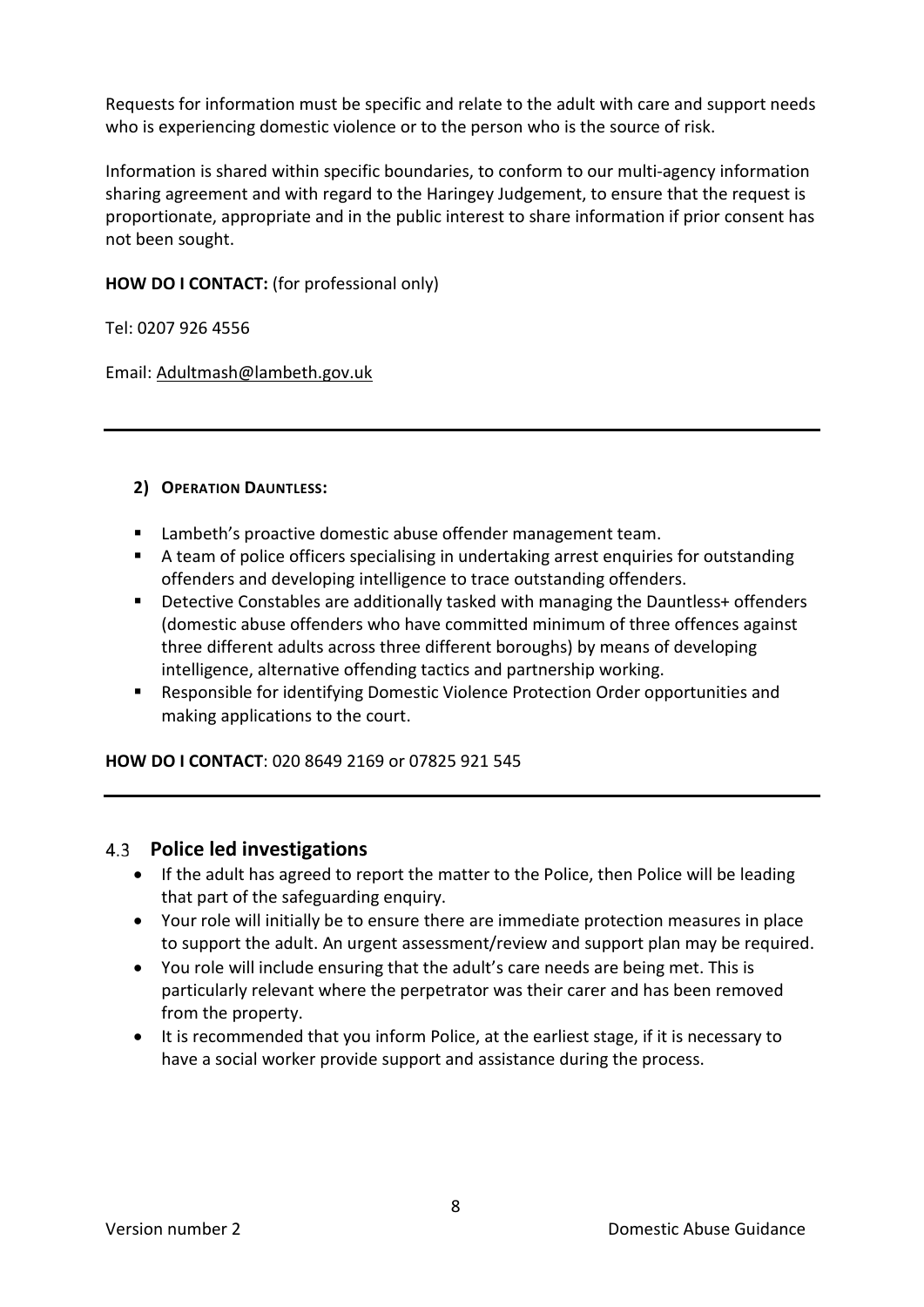Requests for information must be specific and relate to the adult with care and support needs who is experiencing domestic violence or to the person who is the source of risk.

Information is shared within specific boundaries, to conform to our multi-agency information sharing agreement and with regard to the Haringey Judgement, to ensure that the request is proportionate, appropriate and in the public interest to share information if prior consent has not been sought.

**HOW DO I CONTACT:** (for professional only)

Tel: 0207 926 4556

Email: Adultmash@lambeth.gov.uk

---

**2) OPERATION DAUNTLESS:**

- Lambeth's proactive domestic abuse offender management team.
- A team of police officers specialising in undertaking arrest enquiries for outstanding offenders and developing intelligence to trace outstanding offenders.
- Detective Constables are additionally tasked with managing the Dauntless+ offenders (domestic abuse offenders who have committed minimum of three offences against three different adults across three different boroughs) by means of developing intelligence, alternative offending tactics and partnership working.
- Responsible for identifying Domestic Violence Protection Order opportunities and making applications to the court.

**HOW DO I CONTACT**: 020 8649 2169 or 07825 921 545

---

## 4.3 Police led investigations

- If the adult has agreed to report the matter to the Police, then Police will be leading that part of the safeguarding enquiry.
- Your role will initially be to ensure there are immediate protection measures in place to support the adult. An urgent assessment/review and support plan may be required.
- You role will include ensuring that the adult's care needs are being met. This is particularly relevant where the perpetrator was their carer and has been removed from the property.
- It is recommended that you inform Police, at the earliest stage, if it is necessary to have a social worker provide support and assistance during the process.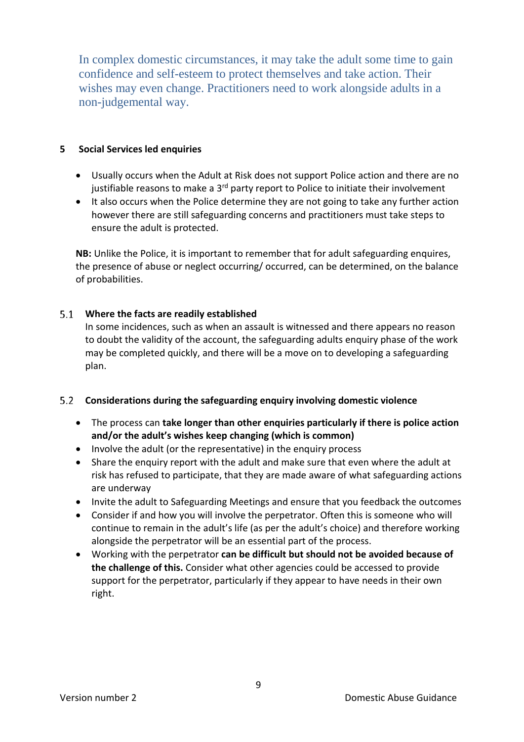In complex domestic circumstances, it may take the adult some time to gain confidence and self-esteem to protect themselves and take action. Their wishes may even change. Practitioners need to work alongside adults in a non-judgemental way.

## 5 Social Services led enquiries

- Usually occurs when the Adult at Risk does not support Police action and there are no justifiable reasons to make a 3rd party report to Police to initiate their involvement
- It also occurs when the Police determine they are not going to take any further action however there are still safeguarding concerns and practitioners must take steps to ensure the adult is protected.

**NB:** Unlike the Police, it is important to remember that for adult safeguarding enquires, the presence of abuse or neglect occurring/ occurred, can be determined, on the balance of probabilities.

### 5.1 Where the facts are readily established

In some incidences, such as when an assault is witnessed and there appears no reason to doubt the validity of the account, the safeguarding adults enquiry phase of the work may be completed quickly, and there will be a move on to developing a safeguarding plan.

### 5.2 Considerations during the safeguarding enquiry involving domestic violence

- The process can **take longer than other enquiries particularly if there is police action and/or the adult's wishes keep changing (which is common)**
- Involve the adult (or the representative) in the enquiry process
- Share the enquiry report with the adult and make sure that even where the adult at risk has refused to participate, that they are made aware of what safeguarding actions are underway
- Invite the adult to Safeguarding Meetings and ensure that you feedback the outcomes
- Consider if and how you will involve the perpetrator. Often this is someone who will continue to remain in the adult's life (as per the adult's choice) and therefore working alongside the perpetrator will be an essential part of the process.
- Working with the perpetrator **can be difficult but should not be avoided because of the challenge of this.** Consider what other agencies could be accessed to provide support for the perpetrator, particularly if they appear to have needs in their own right.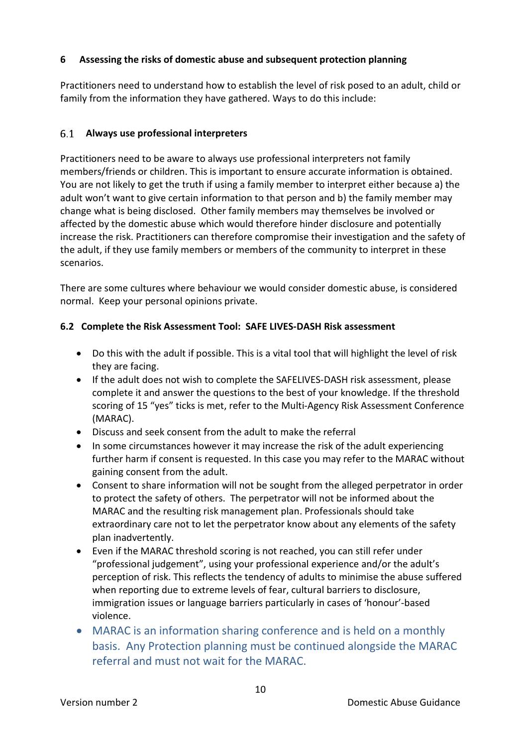## 6 Assessing the risks of domestic abuse and subsequent protection planning

Practitioners need to understand how to establish the level of risk posed to an adult, child or family from the information they have gathered. Ways to do this include:

### 6.1 Always use professional interpreters

Practitioners need to be aware to always use professional interpreters not family members/friends or children. This is important to ensure accurate information is obtained. You are not likely to get the truth if using a family member to interpret either because a) the adult won't want to give certain information to that person and b) the family member may change what is being disclosed. Other family members may themselves be involved or affected by the domestic abuse which would therefore hinder disclosure and potentially increase the risk. Practitioners can therefore compromise their investigation and the safety of the adult, if they use family members or members of the community to interpret in these scenarios.

There are some cultures where behaviour we would consider domestic abuse, is considered normal. Keep your personal opinions private.

### 6.2 Complete the Risk Assessment Tool: SAFE LIVES-DASH Risk assessment

- Do this with the adult if possible. This is a vital tool that will highlight the level of risk they are facing.
- If the adult does not wish to complete the SAFELIVES-DASH risk assessment, please complete it and answer the questions to the best of your knowledge. If the threshold scoring of 15 "yes" ticks is met, refer to the Multi-Agency Risk Assessment Conference (MARAC).
- Discuss and seek consent from the adult to make the referral
- In some circumstances however it may increase the risk of the adult experiencing further harm if consent is requested. In this case you may refer to the MARAC without gaining consent from the adult.
- Consent to share information will not be sought from the alleged perpetrator in order to protect the safety of others. The perpetrator will not be informed about the MARAC and the resulting risk management plan. Professionals should take extraordinary care not to let the perpetrator know about any elements of the safety plan inadvertently.
- Even if the MARAC threshold scoring is not reached, you can still refer under "professional judgement", using your professional experience and/or the adult's perception of risk. This reflects the tendency of adults to minimise the abuse suffered when reporting due to extreme levels of fear, cultural barriers to disclosure, immigration issues or language barriers particularly in cases of 'honour'-based violence.
- MARAC is an information sharing conference and is held on a monthly basis. Any Protection planning must be continued alongside the MARAC referral and must not wait for the MARAC.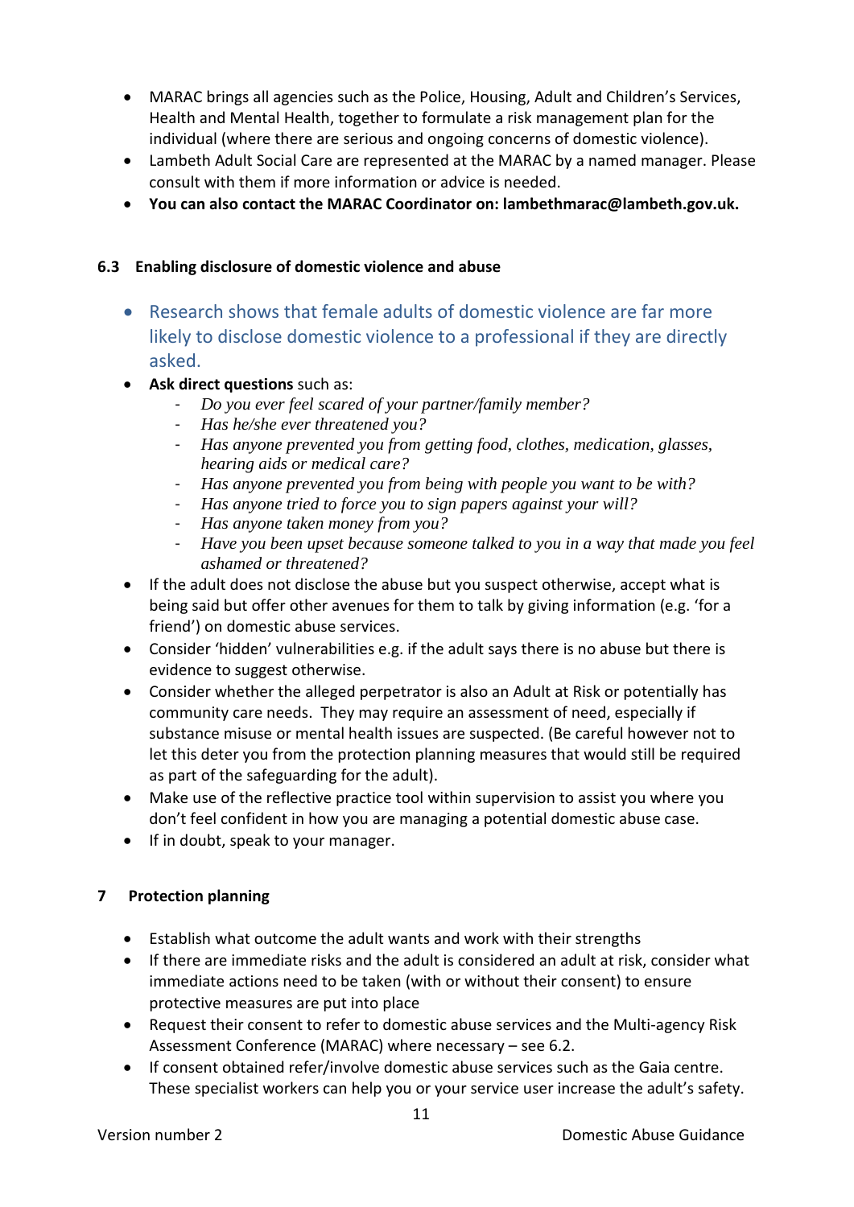- MARAC brings all agencies such as the Police, Housing, Adult and Children's Services, Health and Mental Health, together to formulate a risk management plan for the individual (where there are serious and ongoing concerns of domestic violence).
- Lambeth Adult Social Care are represented at the MARAC by a named manager. Please consult with them if more information or advice is needed.
- **You can also contact the MARAC Coordinator on: lambethmarac@lambeth.gov.uk.**

### 6.3 Enabling disclosure of domestic violence and abuse

- Research shows that female adults of domestic violence are far more likely to disclose domestic violence to a professional if they are directly asked.
- **Ask direct questions** such as:
  - *Do you ever feel scared of your partner/family member?*
  - *Has he/she ever threatened you?*
  - *Has anyone prevented you from getting food, clothes, medication, glasses, hearing aids or medical care?*
  - *Has anyone prevented you from being with people you want to be with?*
  - *Has anyone tried to force you to sign papers against your will?*
  - *Has anyone taken money from you?*
  - *Have you been upset because someone talked to you in a way that made you feel ashamed or threatened?*
- If the adult does not disclose the abuse but you suspect otherwise, accept what is being said but offer other avenues for them to talk by giving information (e.g. 'for a friend') on domestic abuse services.
- Consider 'hidden' vulnerabilities e.g. if the adult says there is no abuse but there is evidence to suggest otherwise.
- Consider whether the alleged perpetrator is also an Adult at Risk or potentially has community care needs. They may require an assessment of need, especially if substance misuse or mental health issues are suspected. (Be careful however not to let this deter you from the protection planning measures that would still be required as part of the safeguarding for the adult).
- Make use of the reflective practice tool within supervision to assist you where you don't feel confident in how you are managing a potential domestic abuse case.
- If in doubt, speak to your manager.

## 7 Protection planning

- Establish what outcome the adult wants and work with their strengths
- If there are immediate risks and the adult is considered an adult at risk, consider what immediate actions need to be taken (with or without their consent) to ensure protective measures are put into place
- Request their consent to refer to domestic abuse services and the Multi-agency Risk Assessment Conference (MARAC) where necessary – see 6.2.
- If consent obtained refer/involve domestic abuse services such as the Gaia centre. These specialist workers can help you or your service user increase the adult's safety.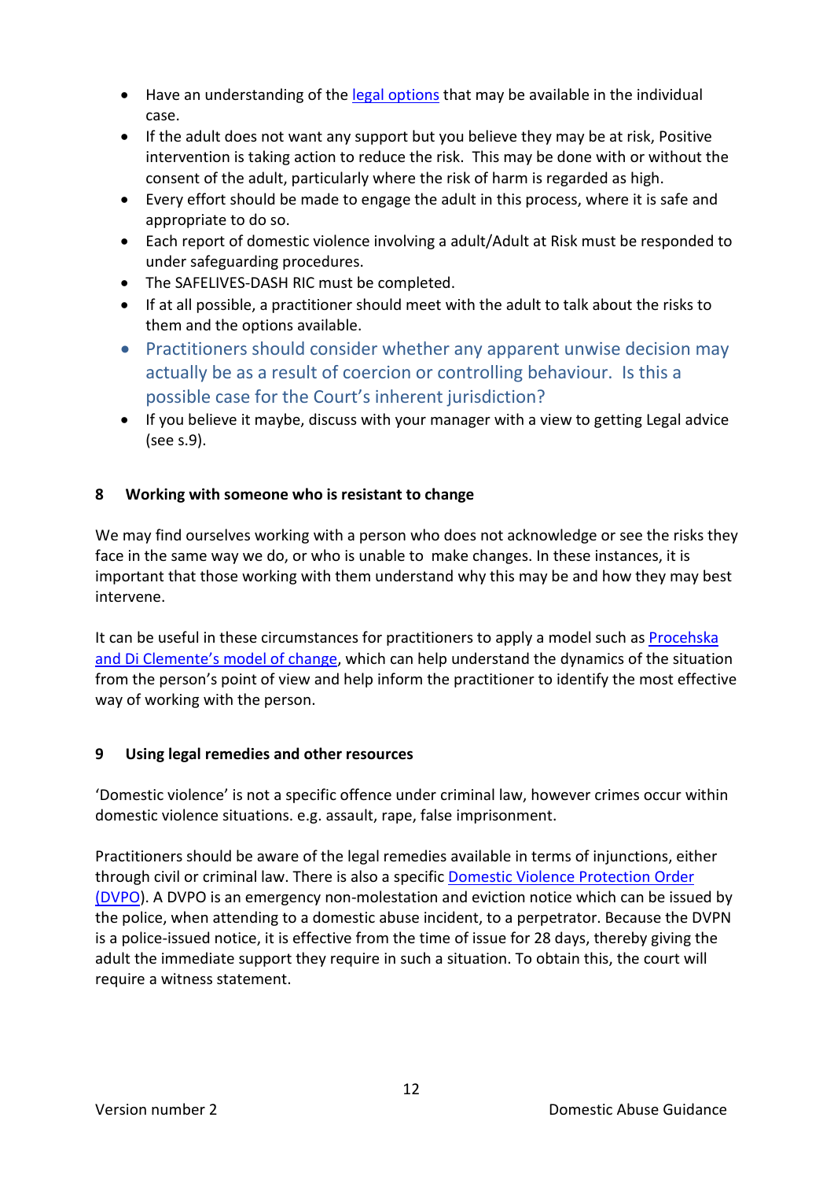- Have an understanding of the legal options that may be available in the individual case.
- If the adult does not want any support but you believe they may be at risk, Positive intervention is taking action to reduce the risk. This may be done with or without the consent of the adult, particularly where the risk of harm is regarded as high.
- Every effort should be made to engage the adult in this process, where it is safe and appropriate to do so.
- Each report of domestic violence involving a adult/Adult at Risk must be responded to under safeguarding procedures.
- The SAFELIVES-DASH RIC must be completed.
- If at all possible, a practitioner should meet with the adult to talk about the risks to them and the options available.
- Practitioners should consider whether any apparent unwise decision may actually be as a result of coercion or controlling behaviour. Is this a possible case for the Court's inherent jurisdiction?
- If you believe it maybe, discuss with your manager with a view to getting Legal advice (see s.9).

## 8 Working with someone who is resistant to change

We may find ourselves working with a person who does not acknowledge or see the risks they face in the same way we do, or who is unable to make changes. In these instances, it is important that those working with them understand why this may be and how they may best intervene.

It can be useful in these circumstances for practitioners to apply a model such as Procehska and Di Clemente's model of change, which can help understand the dynamics of the situation from the person's point of view and help inform the practitioner to identify the most effective way of working with the person.

## 9 Using legal remedies and other resources

'Domestic violence' is not a specific offence under criminal law, however crimes occur within domestic violence situations. e.g. assault, rape, false imprisonment.

Practitioners should be aware of the legal remedies available in terms of injunctions, either through civil or criminal law. There is also a specific Domestic Violence Protection Order (DVPO). A DVPO is an emergency non-molestation and eviction notice which can be issued by the police, when attending to a domestic abuse incident, to a perpetrator. Because the DVPN is a police-issued notice, it is effective from the time of issue for 28 days, thereby giving the adult the immediate support they require in such a situation. To obtain this, the court will require a witness statement.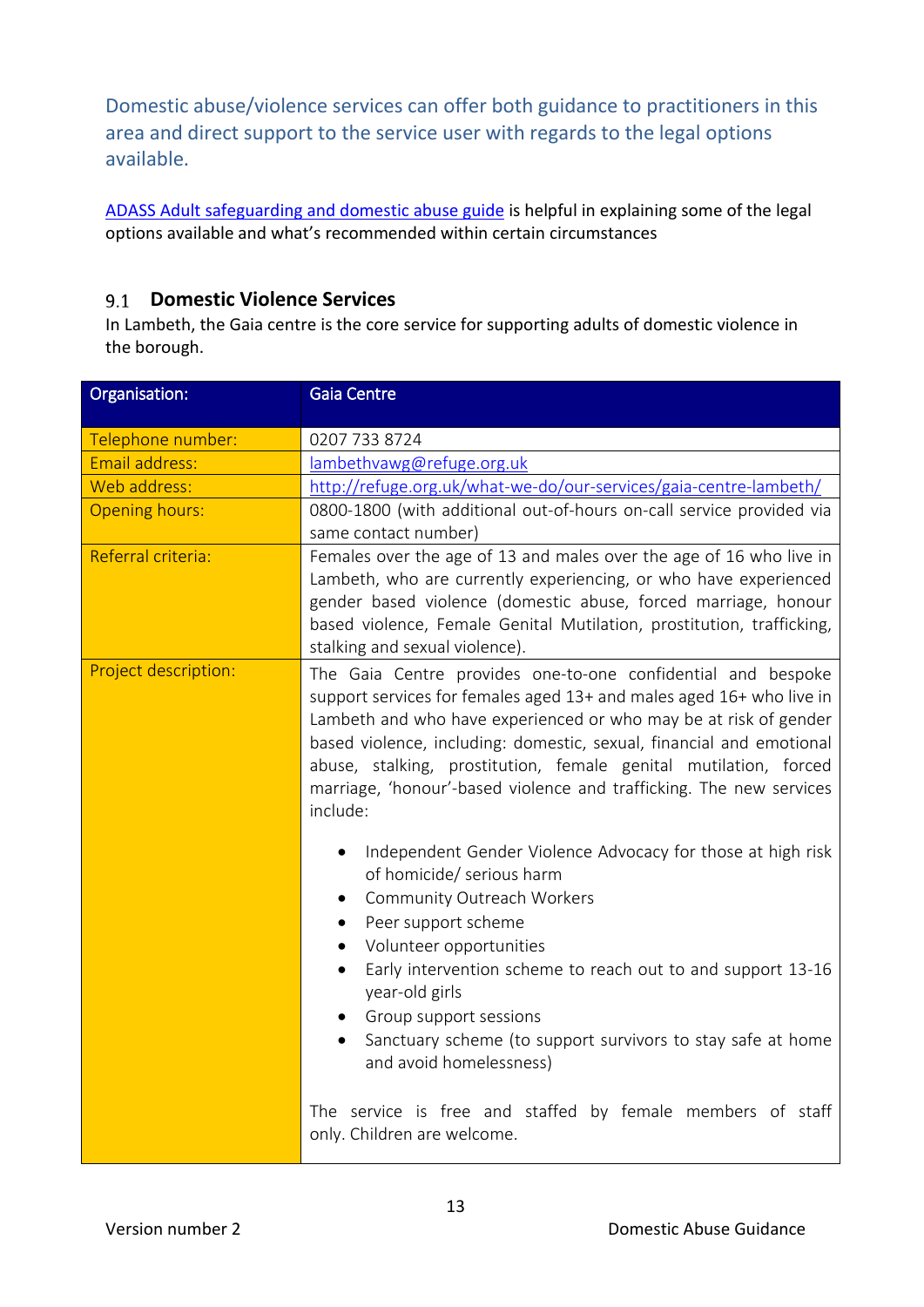Domestic abuse/violence services can offer both guidance to practitioners in this area and direct support to the service user with regards to the legal options available.

[ADASS Adult safeguarding and domestic abuse guide](#) is helpful in explaining some of the legal options available and what's recommended within certain circumstances

## 9.1 Domestic Violence Services

In Lambeth, the Gaia centre is the core service for supporting adults of domestic violence in the borough.

| Organisation: | Gaia Centre |
|---|---|
| Telephone number: | 0207 733 8724 |
| Email address: | lambethvawg@refuge.org.uk |
| Web address: | http://refuge.org.uk/what-we-do/our-services/gaia-centre-lambeth/ |
| Opening hours: | 0800-1800 (with additional out-of-hours on-call service provided via same contact number) |
| Referral criteria: | Females over the age of 13 and males over the age of 16 who live in Lambeth, who are currently experiencing, or who have experienced gender based violence (domestic abuse, forced marriage, honour based violence, Female Genital Mutilation, prostitution, trafficking, stalking and sexual violence). |
| Project description: | The Gaia Centre provides one-to-one confidential and bespoke support services for females aged 13+ and males aged 16+ who live in Lambeth and who have experienced or who may be at risk of gender based violence, including: domestic, sexual, financial and emotional abuse, stalking, prostitution, female genital mutilation, forced marriage, 'honour'-based violence and trafficking. The new services include:<br><br>• Independent Gender Violence Advocacy for those at high risk of homicide/ serious harm<br>• Community Outreach Workers<br>• Peer support scheme<br>• Volunteer opportunities<br>• Early intervention scheme to reach out to and support 13-16 year-old girls<br>• Group support sessions<br>• Sanctuary scheme (to support survivors to stay safe at home and avoid homelessness)<br><br>The service is free and staffed by female members of staff only. Children are welcome. |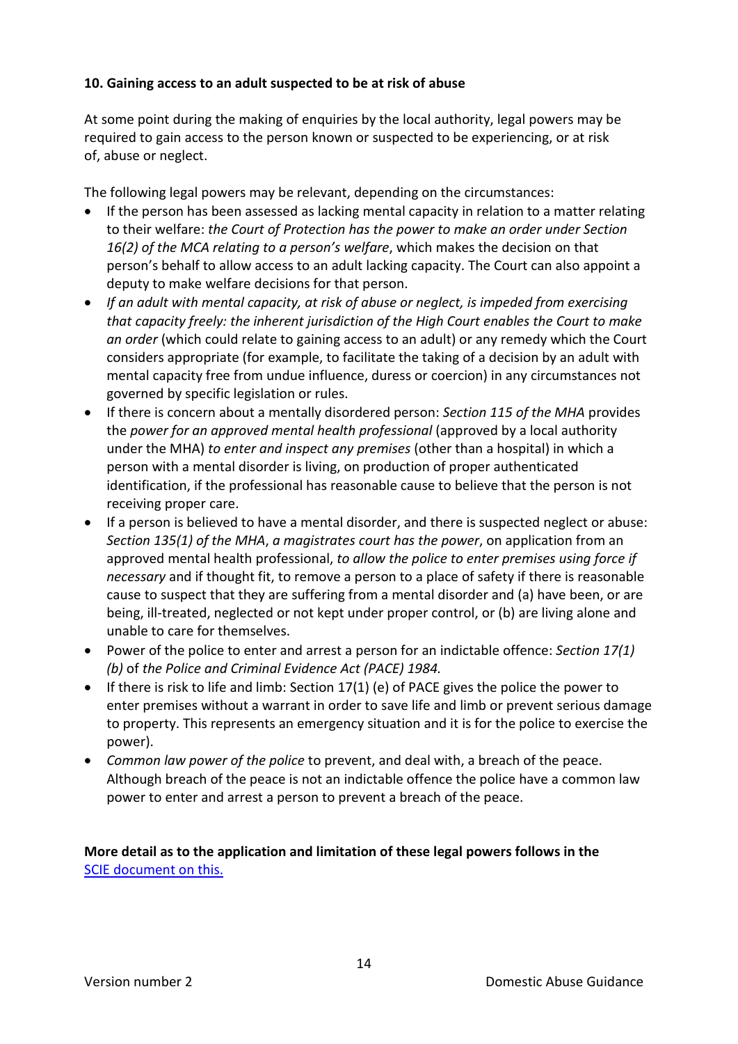**10. Gaining access to an adult suspected to be at risk of abuse**

At some point during the making of enquiries by the local authority, legal powers may be required to gain access to the person known or suspected to be experiencing, or at risk of, abuse or neglect.

The following legal powers may be relevant, depending on the circumstances:

- If the person has been assessed as lacking mental capacity in relation to a matter relating to their welfare: *the Court of Protection has the power to make an order under Section 16(2) of the MCA relating to a person's welfare*, which makes the decision on that person's behalf to allow access to an adult lacking capacity. The Court can also appoint a deputy to make welfare decisions for that person.
- *If an adult with mental capacity, at risk of abuse or neglect, is impeded from exercising that capacity freely: the inherent jurisdiction of the High Court enables the Court to make an order* (which could relate to gaining access to an adult) or any remedy which the Court considers appropriate (for example, to facilitate the taking of a decision by an adult with mental capacity free from undue influence, duress or coercion) in any circumstances not governed by specific legislation or rules.
- If there is concern about a mentally disordered person: *Section 115 of the MHA* provides the *power for an approved mental health professional* (approved by a local authority under the MHA) *to enter and inspect any premises* (other than a hospital) in which a person with a mental disorder is living, on production of proper authenticated identification, if the professional has reasonable cause to believe that the person is not receiving proper care.
- If a person is believed to have a mental disorder, and there is suspected neglect or abuse: *Section 135(1) of the MHA*, *a magistrates court has the power*, on application from an approved mental health professional, *to allow the police to enter premises using force if necessary* and if thought fit, to remove a person to a place of safety if there is reasonable cause to suspect that they are suffering from a mental disorder and (a) have been, or are being, ill-treated, neglected or not kept under proper control, or (b) are living alone and unable to care for themselves.
- Power of the police to enter and arrest a person for an indictable offence: *Section 17(1) (b)* of *the Police and Criminal Evidence Act (PACE) 1984.*
- If there is risk to life and limb: Section 17(1) (e) of PACE gives the police the power to enter premises without a warrant in order to save life and limb or prevent serious damage to property. This represents an emergency situation and it is for the police to exercise the power).
- *Common law power of the police* to prevent, and deal with, a breach of the peace. Although breach of the peace is not an indictable offence the police have a common law power to enter and arrest a person to prevent a breach of the peace.

**More detail as to the application and limitation of these legal powers follows in the** [SCIE document on this.]()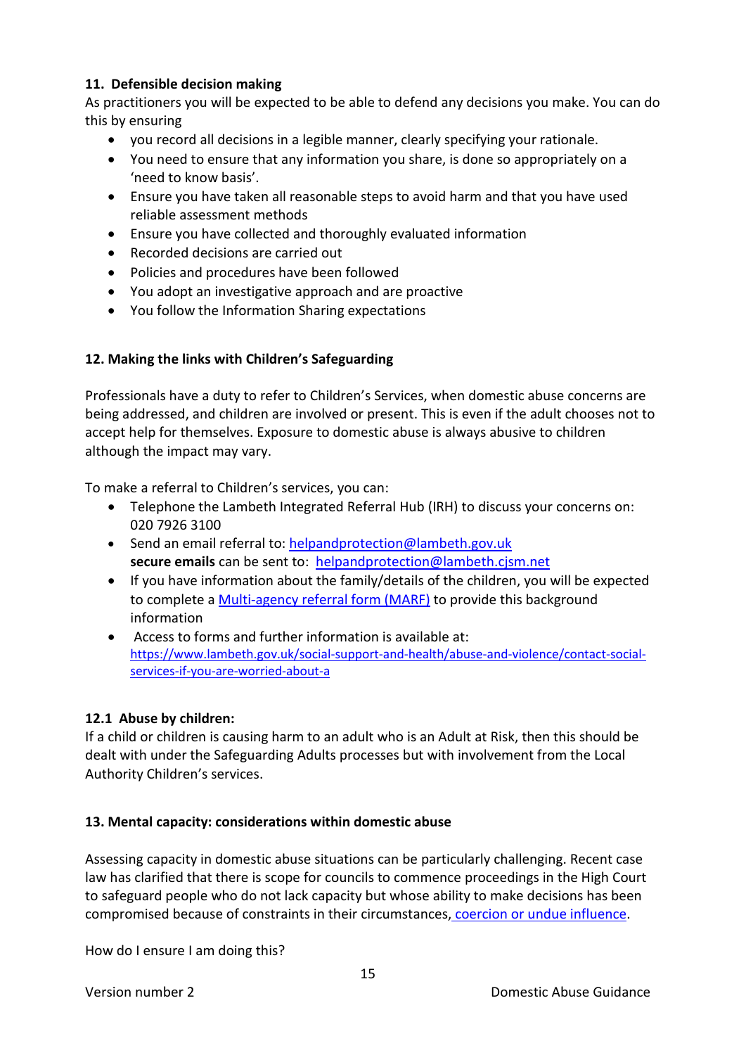## 11. Defensible decision making

As practitioners you will be expected to be able to defend any decisions you make. You can do this by ensuring

- you record all decisions in a legible manner, clearly specifying your rationale.
- You need to ensure that any information you share, is done so appropriately on a 'need to know basis'.
- Ensure you have taken all reasonable steps to avoid harm and that you have used reliable assessment methods
- Ensure you have collected and thoroughly evaluated information
- Recorded decisions are carried out
- Policies and procedures have been followed
- You adopt an investigative approach and are proactive
- You follow the Information Sharing expectations

## 12. Making the links with Children's Safeguarding

Professionals have a duty to refer to Children's Services, when domestic abuse concerns are being addressed, and children are involved or present. This is even if the adult chooses not to accept help for themselves. Exposure to domestic abuse is always abusive to children although the impact may vary.

To make a referral to Children's services, you can:

- Telephone the Lambeth Integrated Referral Hub (IRH) to discuss your concerns on: 020 7926 3100
- Send an email referral to: helpandprotection@lambeth.gov.uk
  **secure emails** can be sent to: helpandprotection@lambeth.cjsm.net
- If you have information about the family/details of the children, you will be expected to complete a Multi-agency referral form (MARF) to provide this background information
- Access to forms and further information is available at: https://www.lambeth.gov.uk/social-support-and-health/abuse-and-violence/contact-social-services-if-you-are-worried-about-a

### 12.1 Abuse by children:

If a child or children is causing harm to an adult who is an Adult at Risk, then this should be dealt with under the Safeguarding Adults processes but with involvement from the Local Authority Children's services.

## 13. Mental capacity: considerations within domestic abuse

Assessing capacity in domestic abuse situations can be particularly challenging. Recent case law has clarified that there is scope for councils to commence proceedings in the High Court to safeguard people who do not lack capacity but whose ability to make decisions has been compromised because of constraints in their circumstances, coercion or undue influence.

How do I ensure I am doing this?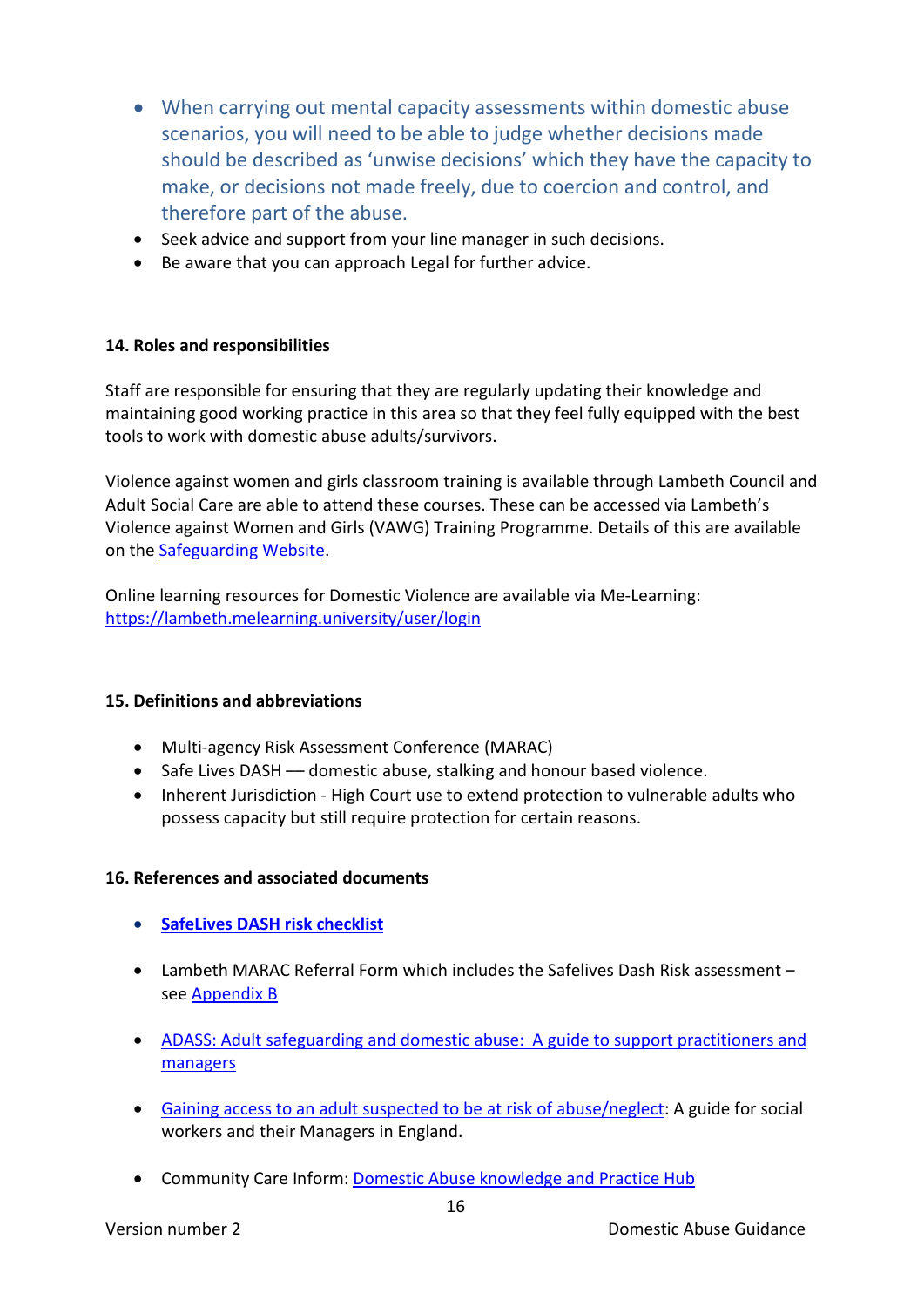- When carrying out mental capacity assessments within domestic abuse scenarios, you will need to be able to judge whether decisions made should be described as 'unwise decisions' which they have the capacity to make, or decisions not made freely, due to coercion and control, and therefore part of the abuse.
- Seek advice and support from your line manager in such decisions.
- Be aware that you can approach Legal for further advice.

#### 14. Roles and responsibilities

Staff are responsible for ensuring that they are regularly updating their knowledge and maintaining good working practice in this area so that they feel fully equipped with the best tools to work with domestic abuse adults/survivors.

Violence against women and girls classroom training is available through Lambeth Council and Adult Social Care are able to attend these courses. These can be accessed via Lambeth's Violence against Women and Girls (VAWG) Training Programme. Details of this are available on the Safeguarding Website.

Online learning resources for Domestic Violence are available via Me-Learning: https://lambeth.melearning.university/user/login

#### 15. Definitions and abbreviations

- Multi-agency Risk Assessment Conference (MARAC)
- Safe Lives DASH — domestic abuse, stalking and honour based violence.
- Inherent Jurisdiction - High Court use to extend protection to vulnerable adults who possess capacity but still require protection for certain reasons.

#### 16. References and associated documents

- **SafeLives DASH risk checklist**
- Lambeth MARAC Referral Form which includes the Safelives Dash Risk assessment – see Appendix B
- ADASS: Adult safeguarding and domestic abuse: A guide to support practitioners and managers
- Gaining access to an adult suspected to be at risk of abuse/neglect: A guide for social workers and their Managers in England.
- Community Care Inform: Domestic Abuse knowledge and Practice Hub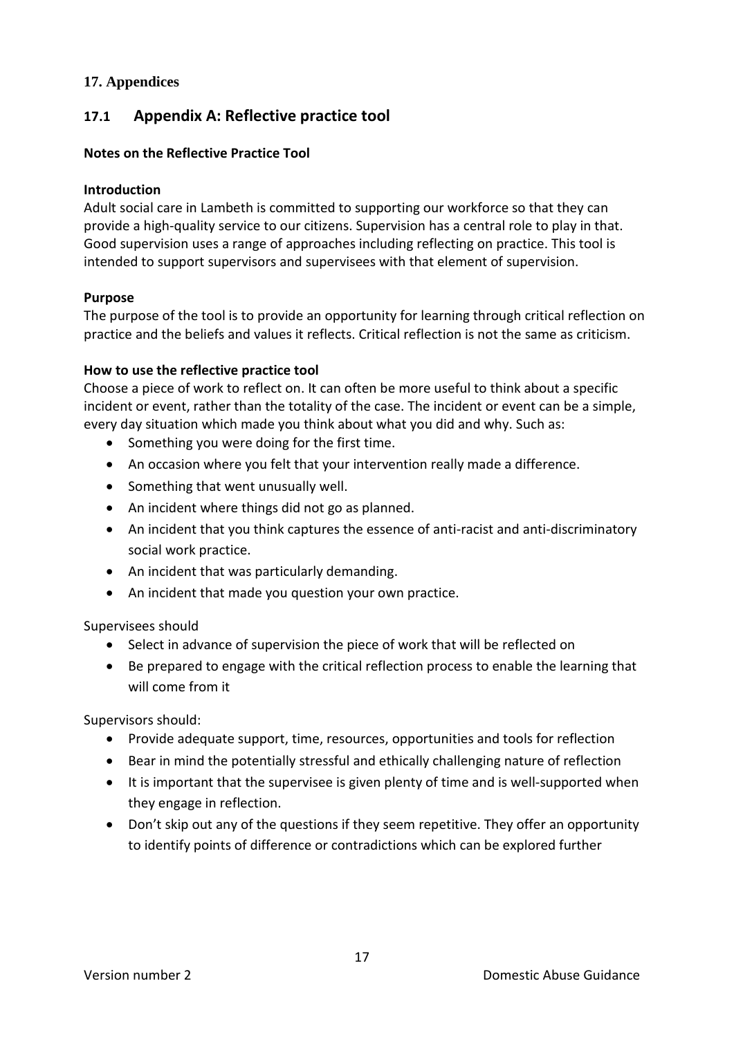## 17. Appendices

### 17.1 Appendix A: Reflective practice tool

**Notes on the Reflective Practice Tool**

**Introduction**

Adult social care in Lambeth is committed to supporting our workforce so that they can provide a high-quality service to our citizens. Supervision has a central role to play in that. Good supervision uses a range of approaches including reflecting on practice. This tool is intended to support supervisors and supervisees with that element of supervision.

**Purpose**

The purpose of the tool is to provide an opportunity for learning through critical reflection on practice and the beliefs and values it reflects. Critical reflection is not the same as criticism.

**How to use the reflective practice tool**

Choose a piece of work to reflect on. It can often be more useful to think about a specific incident or event, rather than the totality of the case. The incident or event can be a simple, every day situation which made you think about what you did and why. Such as:

- Something you were doing for the first time.
- An occasion where you felt that your intervention really made a difference.
- Something that went unusually well.
- An incident where things did not go as planned.
- An incident that you think captures the essence of anti-racist and anti-discriminatory social work practice.
- An incident that was particularly demanding.
- An incident that made you question your own practice.

Supervisees should

- Select in advance of supervision the piece of work that will be reflected on
- Be prepared to engage with the critical reflection process to enable the learning that will come from it

Supervisors should:

- Provide adequate support, time, resources, opportunities and tools for reflection
- Bear in mind the potentially stressful and ethically challenging nature of reflection
- It is important that the supervisee is given plenty of time and is well-supported when they engage in reflection.
- Don't skip out any of the questions if they seem repetitive. They offer an opportunity to identify points of difference or contradictions which can be explored further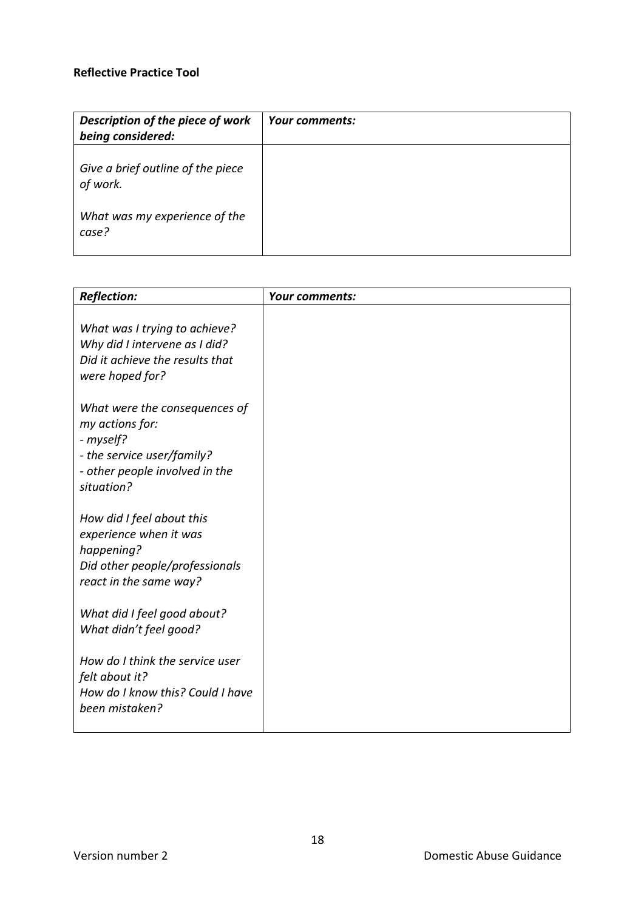**Reflective Practice Tool**

| *Description of the piece of work being considered:* | *Your comments:* |
| --- | --- |
| *Give a brief outline of the piece of work.*<br><br>*What was my experience of the case?* | |

| *Reflection:* | *Your comments:* |
| --- | --- |
| *What was I trying to achieve?*<br>*Why did I intervene as I did?*<br>*Did it achieve the results that were hoped for?*<br><br>*What were the consequences of my actions for:*<br>*- myself?*<br>*- the service user/family?*<br>*- other people involved in the situation?*<br><br>*How did I feel about this experience when it was happening?*<br>*Did other people/professionals react in the same way?*<br><br>*What did I feel good about?*<br>*What didn't feel good?*<br><br>*How do I think the service user felt about it?*<br>*How do I know this? Could I have been mistaken?* | |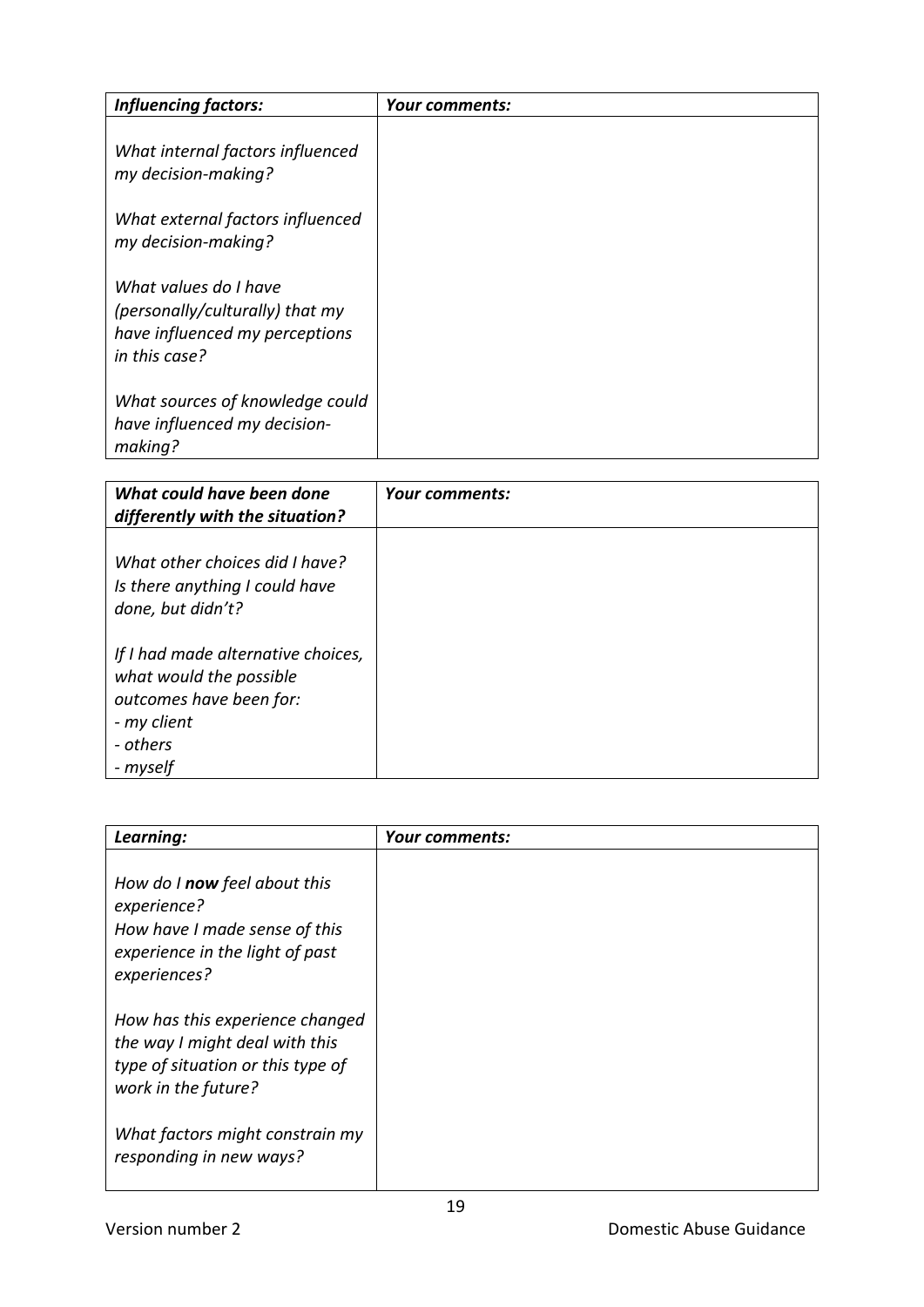| *Influencing factors:* | *Your comments:* |
| --- | --- |
| *What internal factors influenced my decision-making?*<br><br>*What external factors influenced my decision-making?*<br><br>*What values do I have (personally/culturally) that my have influenced my perceptions in this case?*<br><br>*What sources of knowledge could have influenced my decision-making?* | |

| *What could have been done differently with the situation?* | *Your comments:* |
| --- | --- |
| *What other choices did I have? Is there anything I could have done, but didn't?*<br><br>*If I had made alternative choices, what would the possible outcomes have been for:*<br>*- my client*<br>*- others*<br>*- myself* | |

| *Learning:* | *Your comments:* |
| --- | --- |
| *How do I **now** feel about this experience?*<br>*How have I made sense of this experience in the light of past experiences?*<br><br>*How has this experience changed the way I might deal with this type of situation or this type of work in the future?*<br><br>*What factors might constrain my responding in new ways?* | |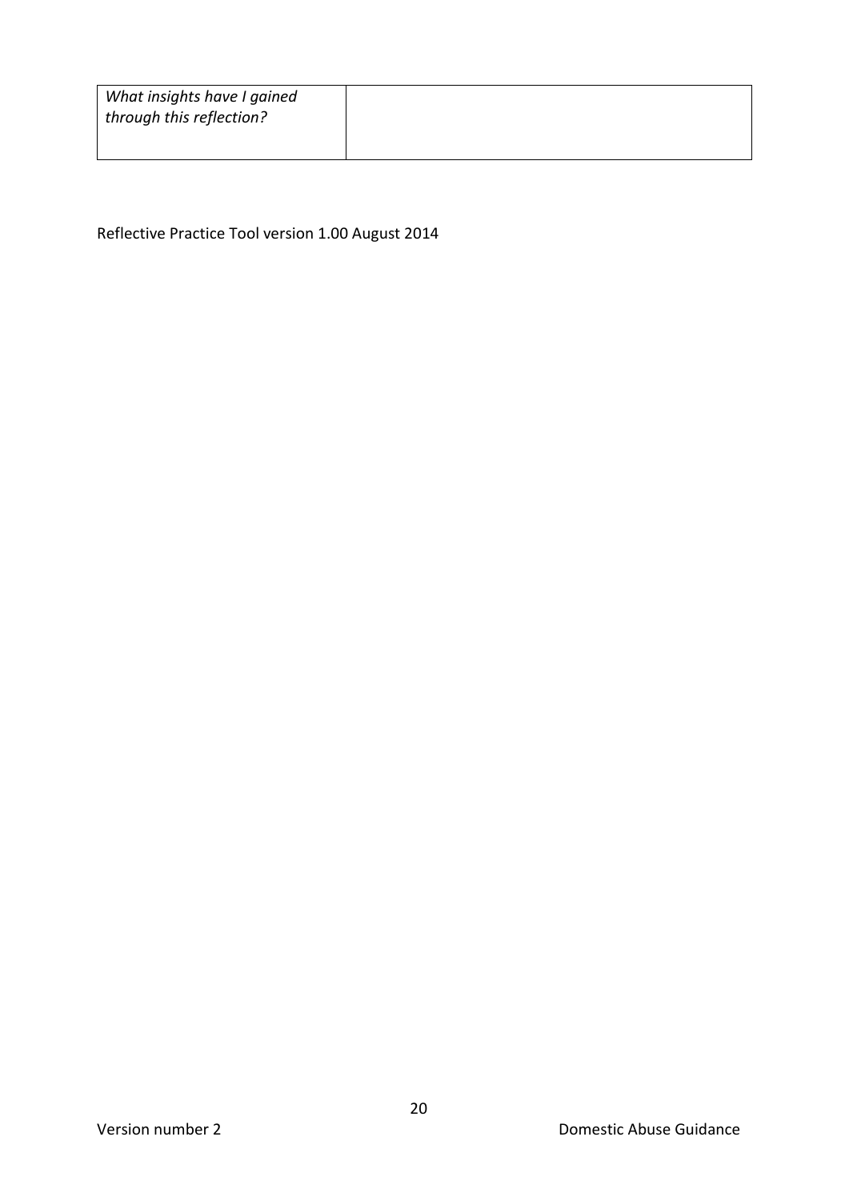| *What insights have I gained through this reflection?* | |
|---|---|

Reflective Practice Tool version 1.00 August 2014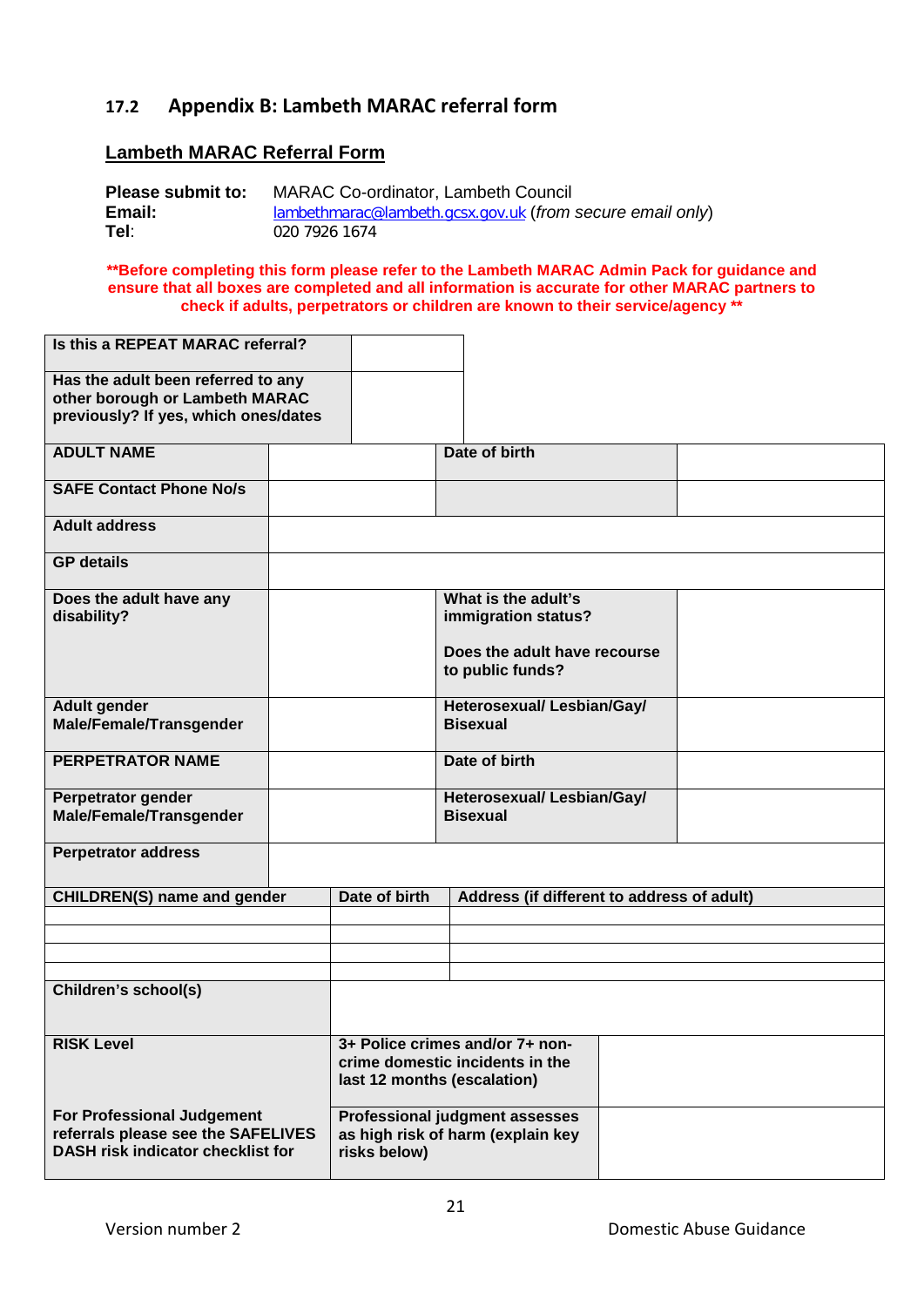## 17.2 Appendix B: Lambeth MARAC referral form

**Lambeth MARAC Referral Form**

**Please submit to:** MARAC Co-ordinator, Lambeth Council
**Email:** lambethmarac@lambeth.gcsx.gov.uk (*from secure email only*)
**Tel**: 020 7926 1674

****Before completing this form please refer to the Lambeth MARAC Admin Pack for guidance and ensure that all boxes are completed and all information is accurate for other MARAC partners to check if adults, perpetrators or children are known to their service/agency ****

| **Is this a REPEAT MARAC referral?** | |
|---|---|
| **Has the adult been referred to any other borough or Lambeth MARAC previously? If yes, which ones/dates** | |

| | | | |
|---|---|---|---|
| **ADULT NAME** | | **Date of birth** | |
| **SAFE Contact Phone No/s** | | | |
| **Adult address** | | | |
| **GP details** | | | |
| **Does the adult have any disability?** | | **What is the adult's immigration status?**<br><br>**Does the adult have recourse to public funds?** | |
| **Adult gender Male/Female/Transgender** | | **Heterosexual/ Lesbian/Gay/ Bisexual** | |
| **PERPETRATOR NAME** | | **Date of birth** | |
| **Perpetrator gender Male/Female/Transgender** | | **Heterosexual/ Lesbian/Gay/ Bisexual** | |
| **Perpetrator address** | | | |

| **CHILDREN(S) name and gender** | **Date of birth** | **Address (if different to address of adult)** |
|---|---|---|
| | | |
| | | |
| | | |
| | | |
| **Children's school(s)** | | |

| | | |
|---|---|---|
| **RISK Level** | **3+ Police crimes and/or 7+ non-crime domestic incidents in the last 12 months (escalation)** | |
| **For Professional Judgement referrals please see the SAFELIVES DASH risk indicator checklist for** | **Professional judgment assesses as high risk of harm (explain key risks below)** | |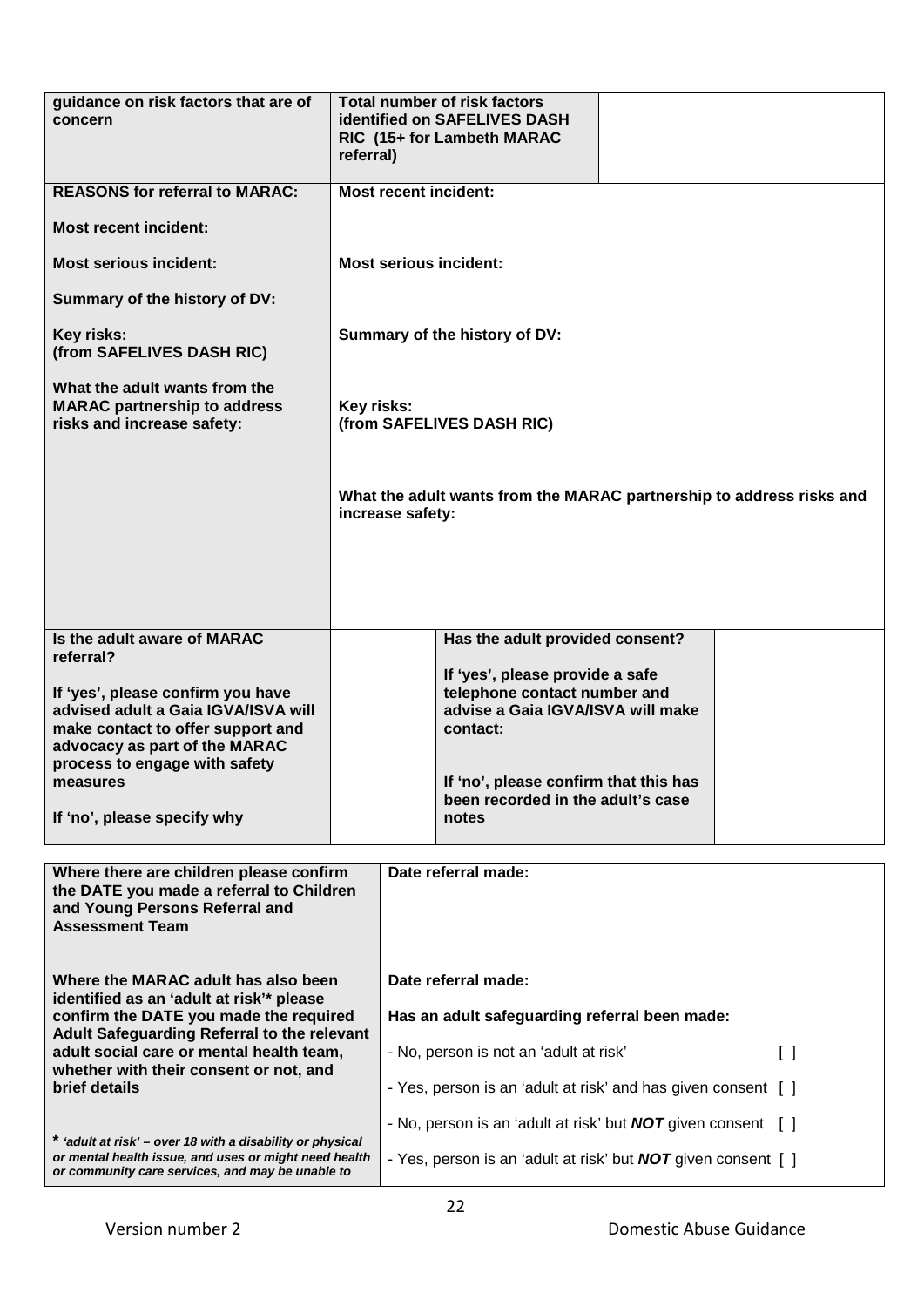| | | |
|---|---|---|
| **guidance on risk factors that are of concern** | **Total number of risk factors identified on SAFELIVES DASH RIC (15+ for Lambeth MARAC referral)** | |
| **REASONS for referral to MARAC:**<br><br>**Most recent incident:**<br><br>**Most serious incident:**<br><br>**Summary of the history of DV:**<br><br>**Key risks: (from SAFELIVES DASH RIC)**<br><br>**What the adult wants from the MARAC partnership to address risks and increase safety:** | **Most recent incident:**<br><br>**Most serious incident:**<br><br>**Summary of the history of DV:**<br><br>**Key risks: (from SAFELIVES DASH RIC)**<br><br>**What the adult wants from the MARAC partnership to address risks and increase safety:** | |

| | | | |
|---|---|---|---|
| **Is the adult aware of MARAC referral?**<br><br>**If 'yes', please confirm you have advised adult a Gaia IGVA/ISVA will make contact to offer support and advocacy as part of the MARAC process to engage with safety measures**<br><br>**If 'no', please specify why** | | **Has the adult provided consent?**<br><br>**If 'yes', please provide a safe telephone contact number and advise a Gaia IGVA/ISVA will make contact:**<br><br>**If 'no', please confirm that this has been recorded in the adult's case notes** | |

| | |
|---|---|
| **Where there are children please confirm the DATE you made a referral to Children and Young Persons Referral and Assessment Team** | **Date referral made:** |
| **Where the MARAC adult has also been identified as an 'adult at risk'* please confirm the DATE you made the required Adult Safeguarding Referral to the relevant adult social care or mental health team, whether with their consent or not, and brief details**<br><br>* *'adult at risk' – over 18 with a disability or physical or mental health issue, and uses or might need health or community care services, and may be unable to* | **Date referral made:**<br><br>**Has an adult safeguarding referral been made:**<br><br>- No, person is not an 'adult at risk' [ ]<br><br>- Yes, person is an 'adult at risk' and has given consent [ ]<br><br>- No, person is an 'adult at risk' but ***NOT*** given consent [ ]<br><br>- Yes, person is an 'adult at risk' but ***NOT*** given consent [ ] |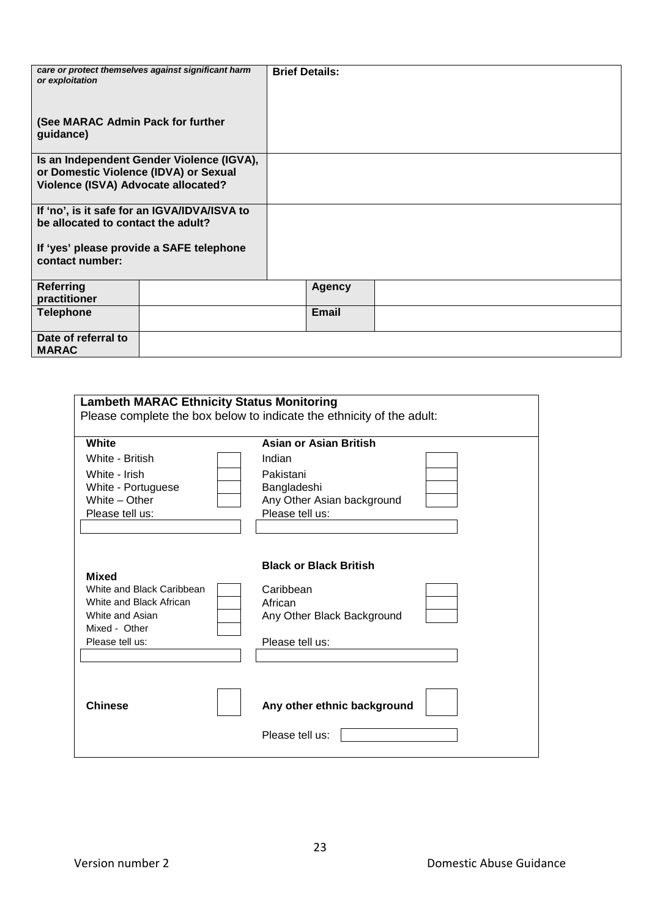| | |
|---|---|
| ***care or protect themselves against significant harm or exploitation***<br><br>**(See MARAC Admin Pack for further guidance)** | **Brief Details:** |
| **Is an Independent Gender Violence (IGVA), or Domestic Violence (IDVA) or Sexual Violence (ISVA) Advocate allocated?** | |
| **If 'no', is it safe for an IGVA/IDVA/ISVA to be allocated to contact the adult?**<br><br>**If 'yes' please provide a SAFE telephone contact number:** | |

| | | | |
|---|---|---|---|
| **Referring practitioner** | | **Agency** | |
| **Telephone** | | **Email** | |
| **Date of referral to MARAC** | | | |

**Lambeth MARAC Ethnicity Status Monitoring**

Please complete the box below to indicate the ethnicity of the adult:

| **White** | | **Asian or Asian British** | |
|---|---|---|---|
| White - British | ☐ | Indian | ☐ |
| White - Irish | ☐ | Pakistani | ☐ |
| White - Portuguese | ☐ | Bangladeshi | ☐ |
| White – Other | ☐ | Any Other Asian background | ☐ |
| Please tell us: | | Please tell us: | |
| **Mixed** | | **Black or Black British** | |
| White and Black Caribbean | ☐ | Caribbean | ☐ |
| White and Black African | ☐ | African | ☐ |
| White and Asian | ☐ | Any Other Black Background | ☐ |
| Mixed - Other | ☐ | | |
| Please tell us: | | Please tell us: | |
| **Chinese** | ☐ | **Any other ethnic background** | ☐ |
| | | Please tell us: | |

Version number 2 | Domestic Abuse Guidance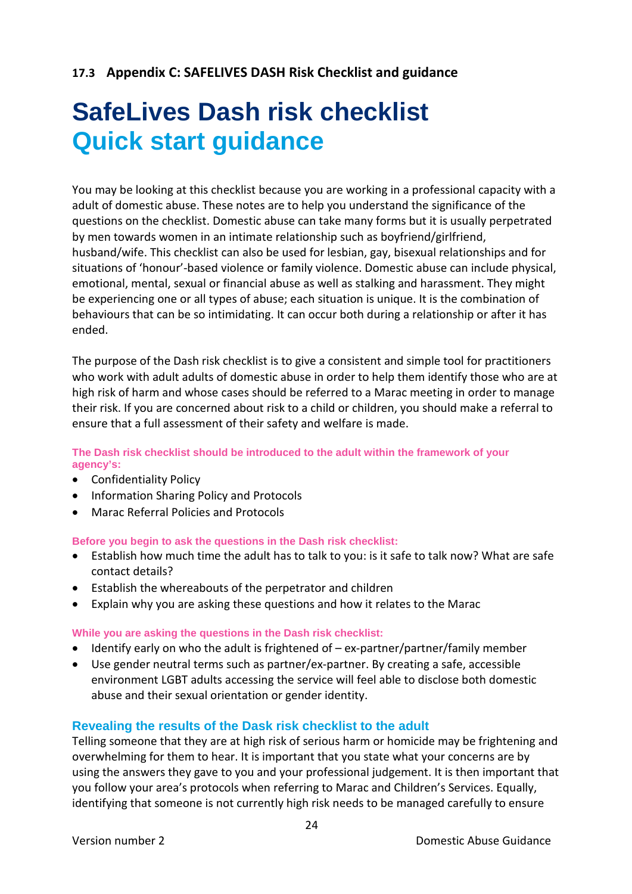### 17.3 Appendix C: SAFELIVES DASH Risk Checklist and guidance

# SafeLives Dash risk checklist
# Quick start guidance

You may be looking at this checklist because you are working in a professional capacity with a adult of domestic abuse. These notes are to help you understand the significance of the questions on the checklist. Domestic abuse can take many forms but it is usually perpetrated by men towards women in an intimate relationship such as boyfriend/girlfriend, husband/wife. This checklist can also be used for lesbian, gay, bisexual relationships and for situations of 'honour'-based violence or family violence. Domestic abuse can include physical, emotional, mental, sexual or financial abuse as well as stalking and harassment. They might be experiencing one or all types of abuse; each situation is unique. It is the combination of behaviours that can be so intimidating. It can occur both during a relationship or after it has ended.

The purpose of the Dash risk checklist is to give a consistent and simple tool for practitioners who work with adult adults of domestic abuse in order to help them identify those who are at high risk of harm and whose cases should be referred to a Marac meeting in order to manage their risk. If you are concerned about risk to a child or children, you should make a referral to ensure that a full assessment of their safety and welfare is made.

**The Dash risk checklist should be introduced to the adult within the framework of your agency's:**

- Confidentiality Policy
- Information Sharing Policy and Protocols
- Marac Referral Policies and Protocols

**Before you begin to ask the questions in the Dash risk checklist:**

- Establish how much time the adult has to talk to you: is it safe to talk now? What are safe contact details?
- Establish the whereabouts of the perpetrator and children
- Explain why you are asking these questions and how it relates to the Marac

**While you are asking the questions in the Dash risk checklist:**

- Identify early on who the adult is frightened of – ex-partner/partner/family member
- Use gender neutral terms such as partner/ex-partner. By creating a safe, accessible environment LGBT adults accessing the service will feel able to disclose both domestic abuse and their sexual orientation or gender identity.

## Revealing the results of the Dask risk checklist to the adult

Telling someone that they are at high risk of serious harm or homicide may be frightening and overwhelming for them to hear. It is important that you state what your concerns are by using the answers they gave to you and your professional judgement. It is then important that you follow your area's protocols when referring to Marac and Children's Services. Equally, identifying that someone is not currently high risk needs to be managed carefully to ensure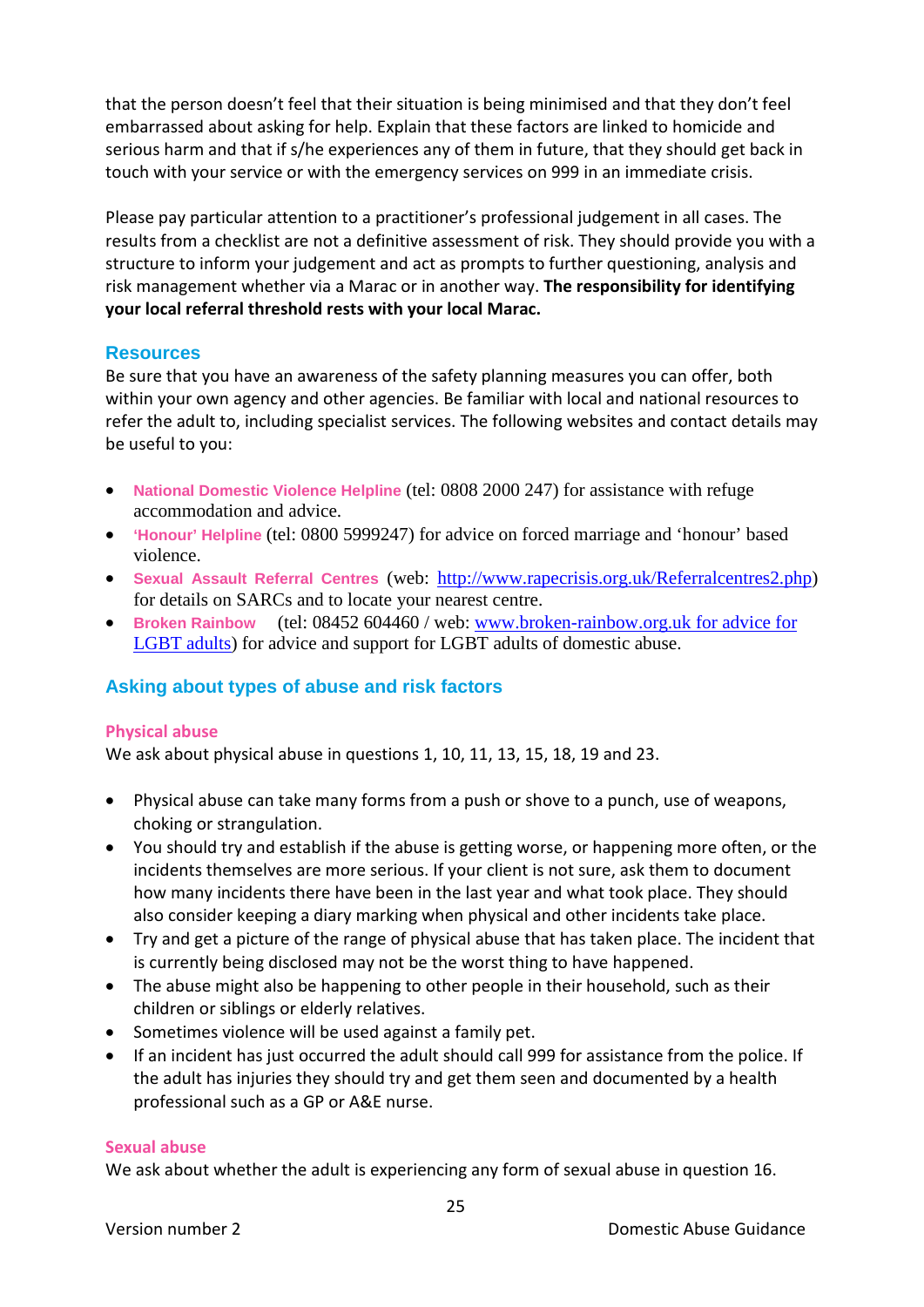that the person doesn't feel that their situation is being minimised and that they don't feel embarrassed about asking for help. Explain that these factors are linked to homicide and serious harm and that if s/he experiences any of them in future, that they should get back in touch with your service or with the emergency services on 999 in an immediate crisis.

Please pay particular attention to a practitioner's professional judgement in all cases. The results from a checklist are not a definitive assessment of risk. They should provide you with a structure to inform your judgement and act as prompts to further questioning, analysis and risk management whether via a Marac or in another way. **The responsibility for identifying your local referral threshold rests with your local Marac.**

## Resources

Be sure that you have an awareness of the safety planning measures you can offer, both within your own agency and other agencies. Be familiar with local and national resources to refer the adult to, including specialist services. The following websites and contact details may be useful to you:

- **National Domestic Violence Helpline** (tel: 0808 2000 247) for assistance with refuge accommodation and advice.
- **'Honour' Helpline** (tel: 0800 5999247) for advice on forced marriage and 'honour' based violence.
- **Sexual Assault Referral Centres** (web: http://www.rapecrisis.org.uk/Referralcentres2.php) for details on SARCs and to locate your nearest centre.
- **Broken Rainbow** (tel: 08452 604460 / web: www.broken-rainbow.org.uk for advice for LGBT adults) for advice and support for LGBT adults of domestic abuse.

## Asking about types of abuse and risk factors

### Physical abuse

We ask about physical abuse in questions 1, 10, 11, 13, 15, 18, 19 and 23.

- Physical abuse can take many forms from a push or shove to a punch, use of weapons, choking or strangulation.
- You should try and establish if the abuse is getting worse, or happening more often, or the incidents themselves are more serious. If your client is not sure, ask them to document how many incidents there have been in the last year and what took place. They should also consider keeping a diary marking when physical and other incidents take place.
- Try and get a picture of the range of physical abuse that has taken place. The incident that is currently being disclosed may not be the worst thing to have happened.
- The abuse might also be happening to other people in their household, such as their children or siblings or elderly relatives.
- Sometimes violence will be used against a family pet.
- If an incident has just occurred the adult should call 999 for assistance from the police. If the adult has injuries they should try and get them seen and documented by a health professional such as a GP or A&E nurse.

### Sexual abuse

We ask about whether the adult is experiencing any form of sexual abuse in question 16.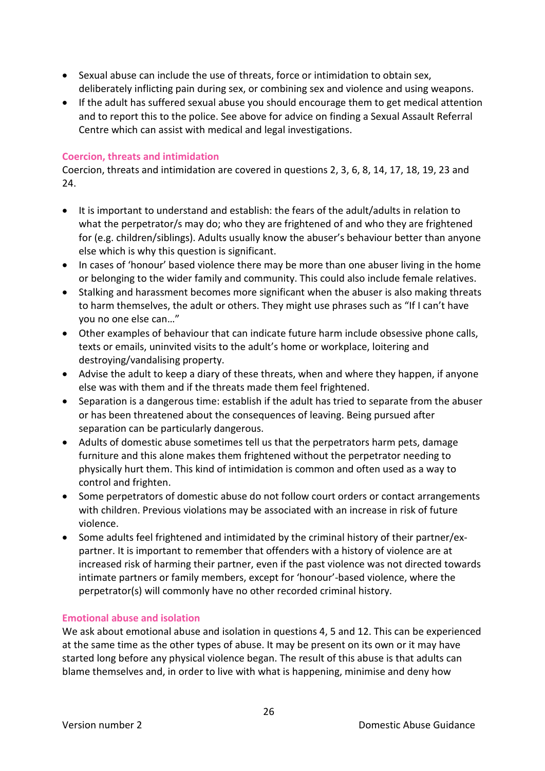- Sexual abuse can include the use of threats, force or intimidation to obtain sex, deliberately inflicting pain during sex, or combining sex and violence and using weapons.
- If the adult has suffered sexual abuse you should encourage them to get medical attention and to report this to the police. See above for advice on finding a Sexual Assault Referral Centre which can assist with medical and legal investigations.

### Coercion, threats and intimidation

Coercion, threats and intimidation are covered in questions 2, 3, 6, 8, 14, 17, 18, 19, 23 and 24.

- It is important to understand and establish: the fears of the adult/adults in relation to what the perpetrator/s may do; who they are frightened of and who they are frightened for (e.g. children/siblings). Adults usually know the abuser's behaviour better than anyone else which is why this question is significant.
- In cases of 'honour' based violence there may be more than one abuser living in the home or belonging to the wider family and community. This could also include female relatives.
- Stalking and harassment becomes more significant when the abuser is also making threats to harm themselves, the adult or others. They might use phrases such as "If I can't have you no one else can…"
- Other examples of behaviour that can indicate future harm include obsessive phone calls, texts or emails, uninvited visits to the adult's home or workplace, loitering and destroying/vandalising property.
- Advise the adult to keep a diary of these threats, when and where they happen, if anyone else was with them and if the threats made them feel frightened.
- Separation is a dangerous time: establish if the adult has tried to separate from the abuser or has been threatened about the consequences of leaving. Being pursued after separation can be particularly dangerous.
- Adults of domestic abuse sometimes tell us that the perpetrators harm pets, damage furniture and this alone makes them frightened without the perpetrator needing to physically hurt them. This kind of intimidation is common and often used as a way to control and frighten.
- Some perpetrators of domestic abuse do not follow court orders or contact arrangements with children. Previous violations may be associated with an increase in risk of future violence.
- Some adults feel frightened and intimidated by the criminal history of their partner/ex-partner. It is important to remember that offenders with a history of violence are at increased risk of harming their partner, even if the past violence was not directed towards intimate partners or family members, except for 'honour'-based violence, where the perpetrator(s) will commonly have no other recorded criminal history.

### Emotional abuse and isolation

We ask about emotional abuse and isolation in questions 4, 5 and 12. This can be experienced at the same time as the other types of abuse. It may be present on its own or it may have started long before any physical violence began. The result of this abuse is that adults can blame themselves and, in order to live with what is happening, minimise and deny how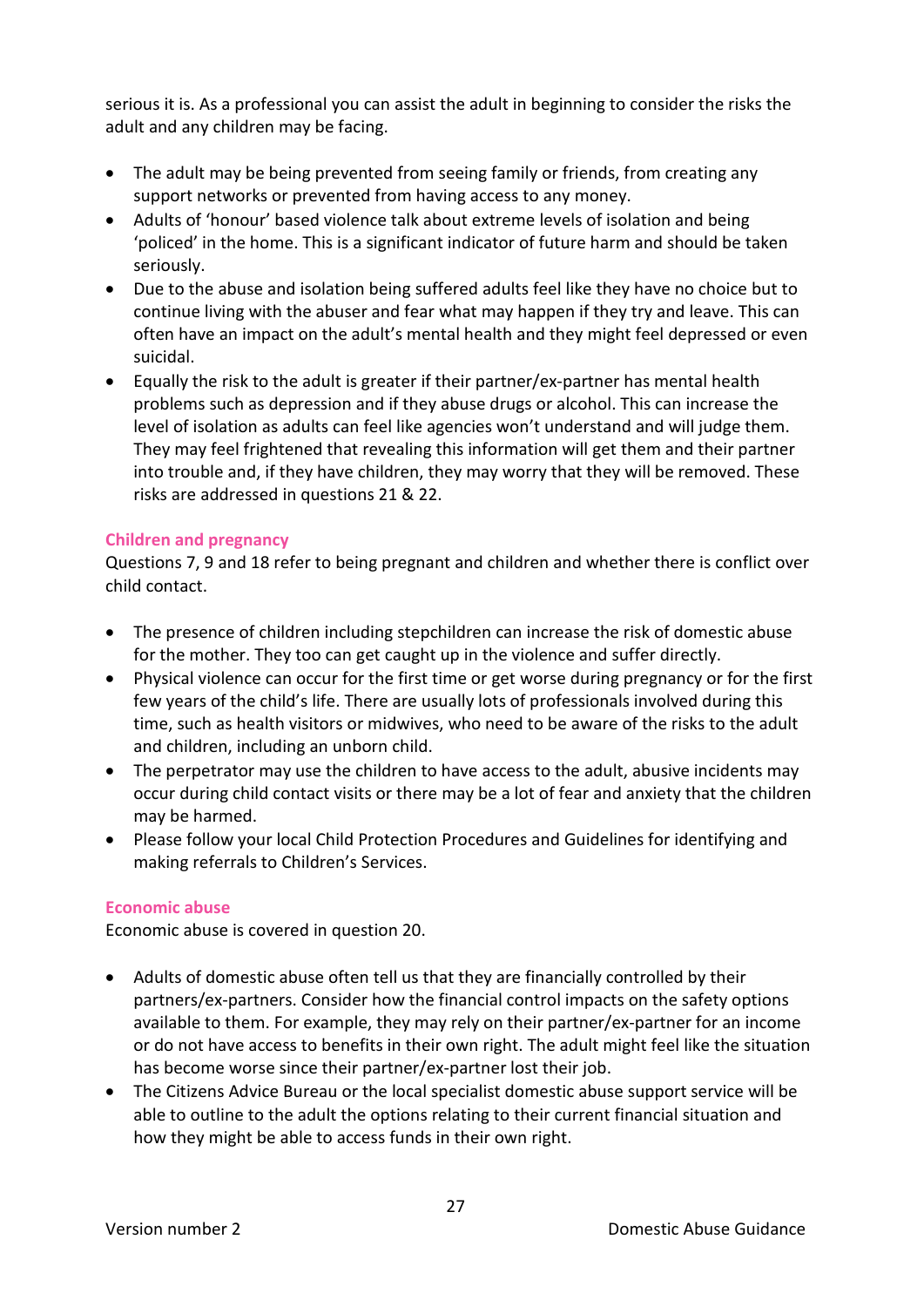serious it is. As a professional you can assist the adult in beginning to consider the risks the adult and any children may be facing.

- The adult may be being prevented from seeing family or friends, from creating any support networks or prevented from having access to any money.
- Adults of 'honour' based violence talk about extreme levels of isolation and being 'policed' in the home. This is a significant indicator of future harm and should be taken seriously.
- Due to the abuse and isolation being suffered adults feel like they have no choice but to continue living with the abuser and fear what may happen if they try and leave. This can often have an impact on the adult's mental health and they might feel depressed or even suicidal.
- Equally the risk to the adult is greater if their partner/ex-partner has mental health problems such as depression and if they abuse drugs or alcohol. This can increase the level of isolation as adults can feel like agencies won't understand and will judge them. They may feel frightened that revealing this information will get them and their partner into trouble and, if they have children, they may worry that they will be removed. These risks are addressed in questions 21 & 22.

### Children and pregnancy

Questions 7, 9 and 18 refer to being pregnant and children and whether there is conflict over child contact.

- The presence of children including stepchildren can increase the risk of domestic abuse for the mother. They too can get caught up in the violence and suffer directly.
- Physical violence can occur for the first time or get worse during pregnancy or for the first few years of the child's life. There are usually lots of professionals involved during this time, such as health visitors or midwives, who need to be aware of the risks to the adult and children, including an unborn child.
- The perpetrator may use the children to have access to the adult, abusive incidents may occur during child contact visits or there may be a lot of fear and anxiety that the children may be harmed.
- Please follow your local Child Protection Procedures and Guidelines for identifying and making referrals to Children's Services.

### Economic abuse

Economic abuse is covered in question 20.

- Adults of domestic abuse often tell us that they are financially controlled by their partners/ex-partners. Consider how the financial control impacts on the safety options available to them. For example, they may rely on their partner/ex-partner for an income or do not have access to benefits in their own right. The adult might feel like the situation has become worse since their partner/ex-partner lost their job.
- The Citizens Advice Bureau or the local specialist domestic abuse support service will be able to outline to the adult the options relating to their current financial situation and how they might be able to access funds in their own right.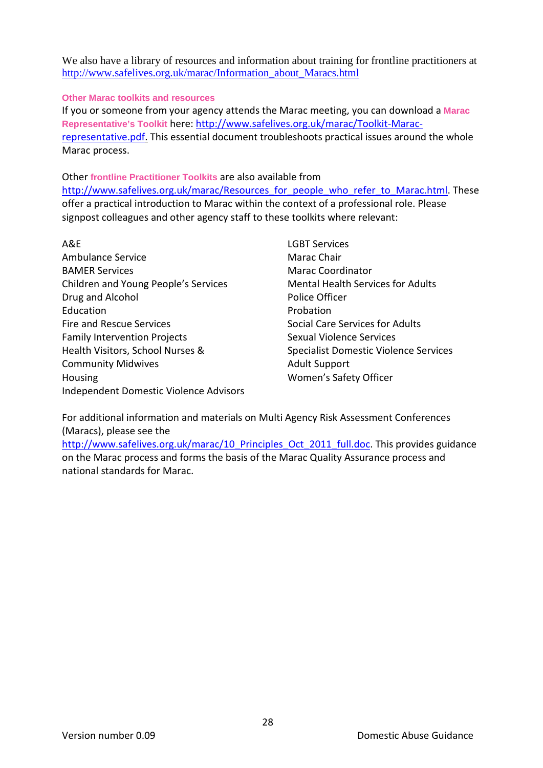We also have a library of resources and information about training for frontline practitioners at http://www.safelives.org.uk/marac/Information_about_Maracs.html

**Other Marac toolkits and resources**

If you or someone from your agency attends the Marac meeting, you can download a **Marac Representative's Toolkit** here: http://www.safelives.org.uk/marac/Toolkit-Marac-representative.pdf. This essential document troubleshoots practical issues around the whole Marac process.

Other **frontline Practitioner Toolkits** are also available from http://www.safelives.org.uk/marac/Resources_for_people_who_refer_to_Marac.html. These offer a practical introduction to Marac within the context of a professional role. Please signpost colleagues and other agency staff to these toolkits where relevant:

- A&E
- Ambulance Service
- BAMER Services
- Children and Young People's Services
- Drug and Alcohol
- Education
- Fire and Rescue Services
- Family Intervention Projects
- Health Visitors, School Nurses & Community Midwives
- Housing
- Independent Domestic Violence Advisors
- LGBT Services
- Marac Chair
- Marac Coordinator
- Mental Health Services for Adults
- Police Officer
- Probation
- Social Care Services for Adults
- Sexual Violence Services
- Specialist Domestic Violence Services
- Adult Support
- Women's Safety Officer

For additional information and materials on Multi Agency Risk Assessment Conferences (Maracs), please see the http://www.safelives.org.uk/marac/10_Principles_Oct_2011_full.doc. This provides guidance on the Marac process and forms the basis of the Marac Quality Assurance process and national standards for Marac.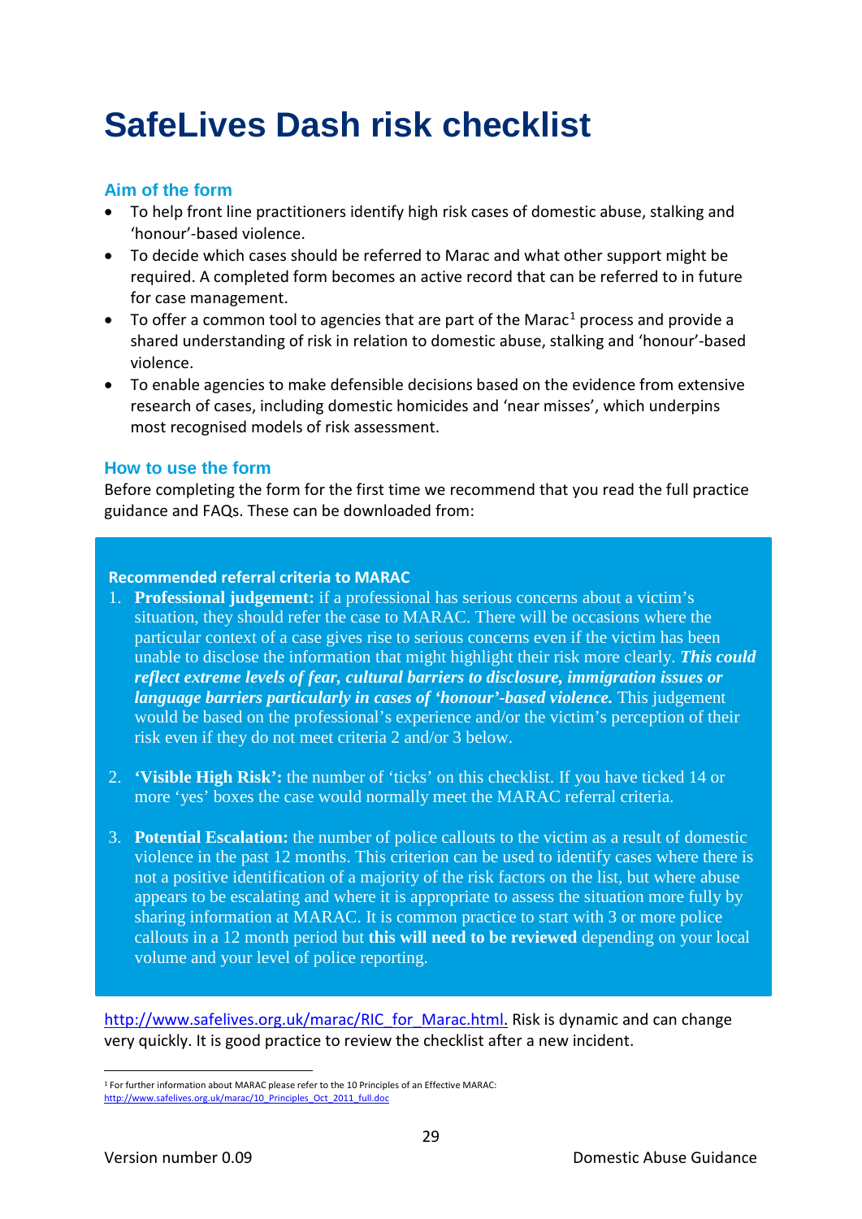# SafeLives Dash risk checklist

## Aim of the form

- To help front line practitioners identify high risk cases of domestic abuse, stalking and 'honour'-based violence.
- To decide which cases should be referred to Marac and what other support might be required. A completed form becomes an active record that can be referred to in future for case management.
- To offer a common tool to agencies that are part of the Marac[1] process and provide a shared understanding of risk in relation to domestic abuse, stalking and 'honour'-based violence.
- To enable agencies to make defensible decisions based on the evidence from extensive research of cases, including domestic homicides and 'near misses', which underpins most recognised models of risk assessment.

## How to use the form

Before completing the form for the first time we recommend that you read the full practice guidance and FAQs. These can be downloaded from:

**Recommended referral criteria to MARAC**

1. **Professional judgement:** if a professional has serious concerns about a victim's situation, they should refer the case to MARAC. There will be occasions where the particular context of a case gives rise to serious concerns even if the victim has been unable to disclose the information that might highlight their risk more clearly. ***This could reflect extreme levels of fear, cultural barriers to disclosure, immigration issues or language barriers particularly in cases of 'honour'-based violence.*** This judgement would be based on the professional's experience and/or the victim's perception of their risk even if they do not meet criteria 2 and/or 3 below.

2. **'Visible High Risk':** the number of 'ticks' on this checklist. If you have ticked 14 or more 'yes' boxes the case would normally meet the MARAC referral criteria.

3. **Potential Escalation:** the number of police callouts to the victim as a result of domestic violence in the past 12 months. This criterion can be used to identify cases where there is not a positive identification of a majority of the risk factors on the list, but where abuse appears to be escalating and where it is appropriate to assess the situation more fully by sharing information at MARAC. It is common practice to start with 3 or more police callouts in a 12 month period but **this will need to be reviewed** depending on your local volume and your level of police reporting.

http://www.safelives.org.uk/marac/RIC_for_Marac.html. Risk is dynamic and can change very quickly. It is good practice to review the checklist after a new incident.

[1] For further information about MARAC please refer to the 10 Principles of an Effective MARAC: http://www.safelives.org.uk/marac/10_Principles_Oct_2011_full.doc

Version number 0.09 | Domestic Abuse Guidance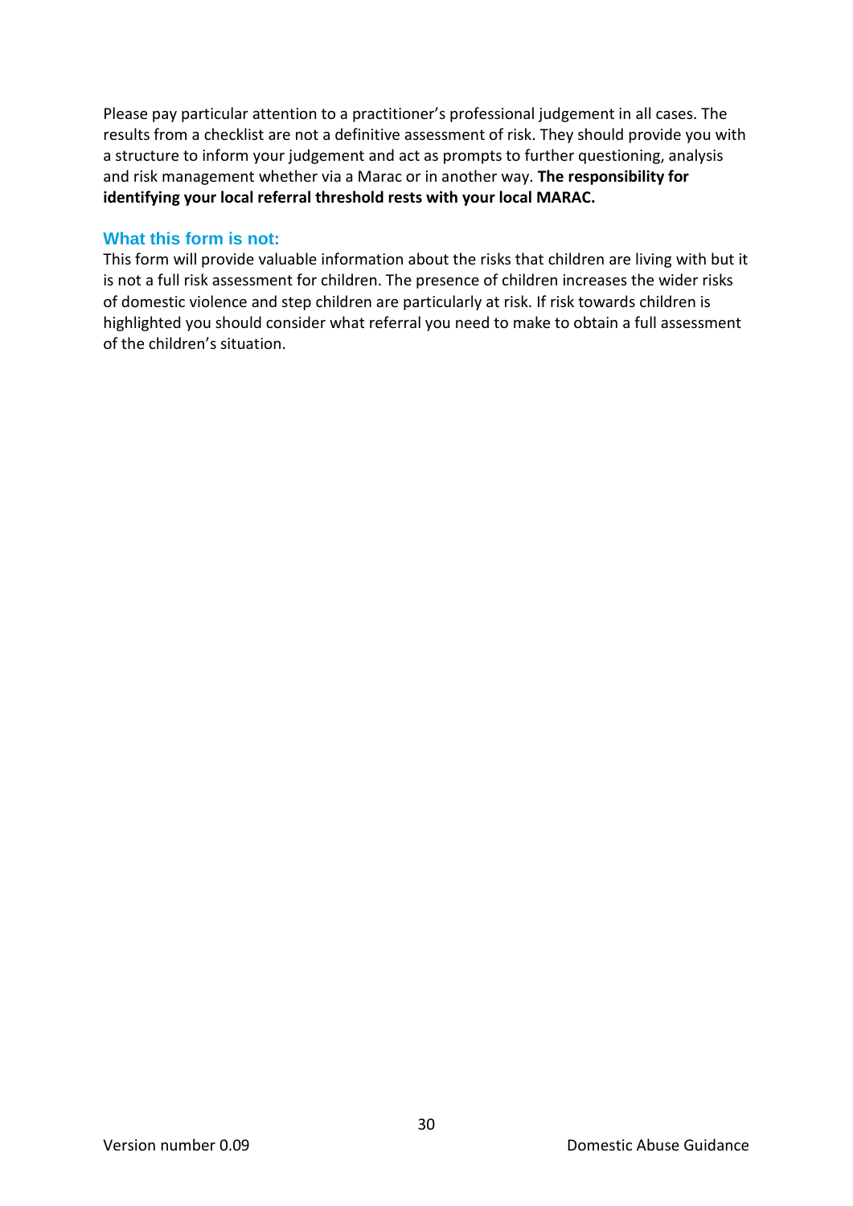Please pay particular attention to a practitioner's professional judgement in all cases. The results from a checklist are not a definitive assessment of risk. They should provide you with a structure to inform your judgement and act as prompts to further questioning, analysis and risk management whether via a Marac or in another way. **The responsibility for identifying your local referral threshold rests with your local MARAC.**

### What this form is not:

This form will provide valuable information about the risks that children are living with but it is not a full risk assessment for children. The presence of children increases the wider risks of domestic violence and step children are particularly at risk. If risk towards children is highlighted you should consider what referral you need to make to obtain a full assessment of the children's situation.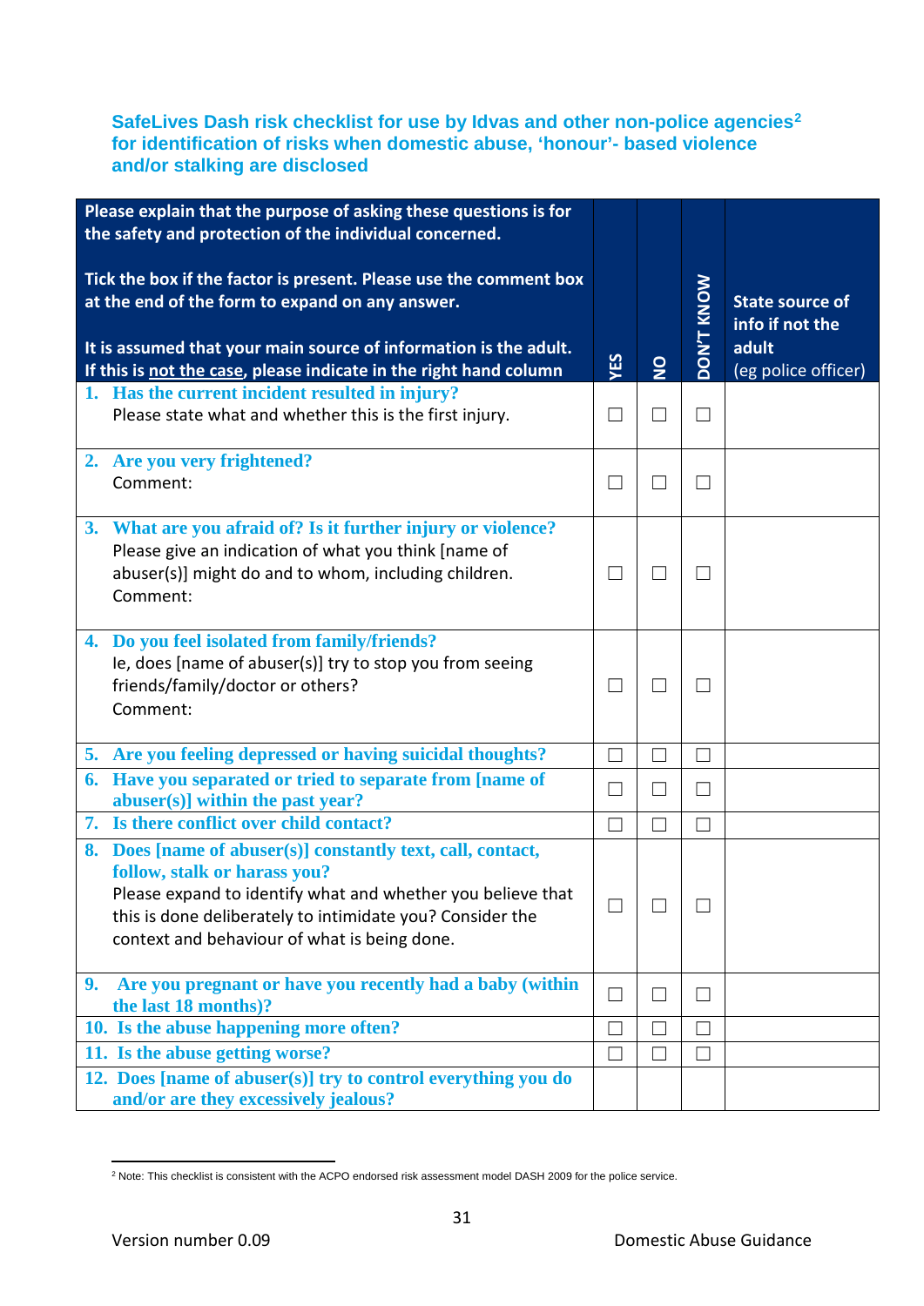### SafeLives Dash risk checklist for use by Idvas and other non-police agencies[2] for identification of risks when domestic abuse, 'honour'- based violence and/or stalking are disclosed

| Please explain that the purpose of asking these questions is for the safety and protection of the individual concerned.<br><br>Tick the box if the factor is present. Please use the comment box at the end of the form to expand on any answer.<br><br>It is assumed that your main source of information is the adult. If this is not the case, please indicate in the right hand column | YES | NO | DON'T KNOW | State source of info if not the adult (eg police officer) |
|---|---|---|---|---|
| **1. Has the current incident resulted in injury?**<br>Please state what and whether this is the first injury. | ☐ | ☐ | ☐ | |
| **2. Are you very frightened?**<br>Comment: | ☐ | ☐ | ☐ | |
| **3. What are you afraid of? Is it further injury or violence?**<br>Please give an indication of what you think [name of abuser(s)] might do and to whom, including children.<br>Comment: | ☐ | ☐ | ☐ | |
| **4. Do you feel isolated from family/friends?**<br>Ie, does [name of abuser(s)] try to stop you from seeing friends/family/doctor or others?<br>Comment: | ☐ | ☐ | ☐ | |
| **5. Are you feeling depressed or having suicidal thoughts?** | ☐ | ☐ | ☐ | |
| **6. Have you separated or tried to separate from [name of abuser(s)] within the past year?** | ☐ | ☐ | ☐ | |
| **7. Is there conflict over child contact?** | ☐ | ☐ | ☐ | |
| **8. Does [name of abuser(s)] constantly text, call, contact, follow, stalk or harass you?**<br>Please expand to identify what and whether you believe that this is done deliberately to intimidate you? Consider the context and behaviour of what is being done. | ☐ | ☐ | ☐ | |
| **9. Are you pregnant or have you recently had a baby (within the last 18 months)?** | ☐ | ☐ | ☐ | |
| **10. Is the abuse happening more often?** | ☐ | ☐ | ☐ | |
| **11. Is the abuse getting worse?** | ☐ | ☐ | ☐ | |
| **12. Does [name of abuser(s)] try to control everything you do and/or are they excessively jealous?** | | | | |

[2] Note: This checklist is consistent with the ACPO endorsed risk assessment model DASH 2009 for the police service.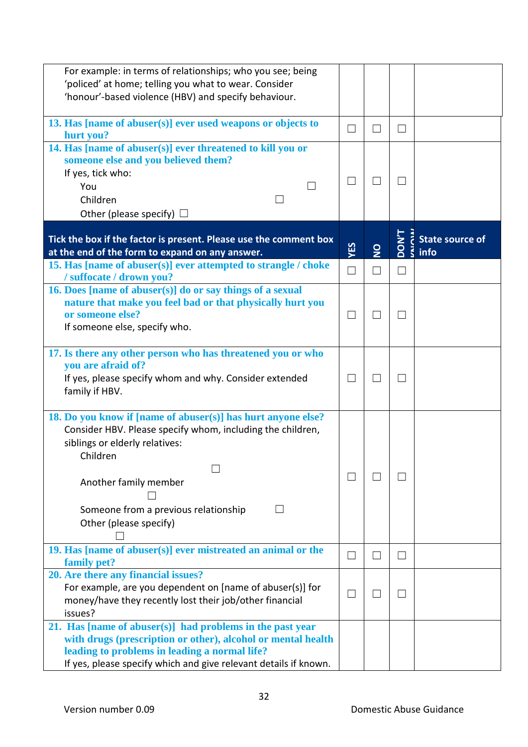| | | | | |
|---|---|---|---|---|
| For example: in terms of relationships; who you see; being 'policed' at home; telling you what to wear. Consider 'honour'-based violence (HBV) and specify behaviour. | | | | |
| **13. Has [name of abuser(s)] ever used weapons or objects to hurt you?** | ☐ | ☐ | ☐ | |
| **14. Has [name of abuser(s)] ever threatened to kill you or someone else and you believed them?**<br>If yes, tick who:<br>You ☐<br>Children ☐<br>Other (please specify) ☐ | ☐ | ☐ | ☐ | |
| **Tick the box if the factor is present. Please use the comment box at the end of the form to expand on any answer.** | **YES** | **NO** | **DON'T KNOW** | **State source of info** |
| **15. Has [name of abuser(s)] ever attempted to strangle / choke / suffocate / drown you?** | ☐ | ☐ | ☐ | |
| **16. Does [name of abuser(s)] do or say things of a sexual nature that make you feel bad or that physically hurt you or someone else?**<br>If someone else, specify who. | ☐ | ☐ | ☐ | |
| **17. Is there any other person who has threatened you or who you are afraid of?**<br>If yes, please specify whom and why. Consider extended family if HBV. | ☐ | ☐ | ☐ | |
| **18. Do you know if [name of abuser(s)] has hurt anyone else?**<br>Consider HBV. Please specify whom, including the children, siblings or elderly relatives:<br>Children ☐<br>Another family member ☐<br>Someone from a previous relationship ☐<br>Other (please specify) ☐ | ☐ | ☐ | ☐ | |
| **19. Has [name of abuser(s)] ever mistreated an animal or the family pet?** | ☐ | ☐ | ☐ | |
| **20. Are there any financial issues?**<br>For example, are you dependent on [name of abuser(s)] for money/have they recently lost their job/other financial issues? | ☐ | ☐ | ☐ | |
| **21. Has [name of abuser(s)] had problems in the past year with drugs (prescription or other), alcohol or mental health leading to problems in leading a normal life?**<br>If yes, please specify which and give relevant details if known. | | | | |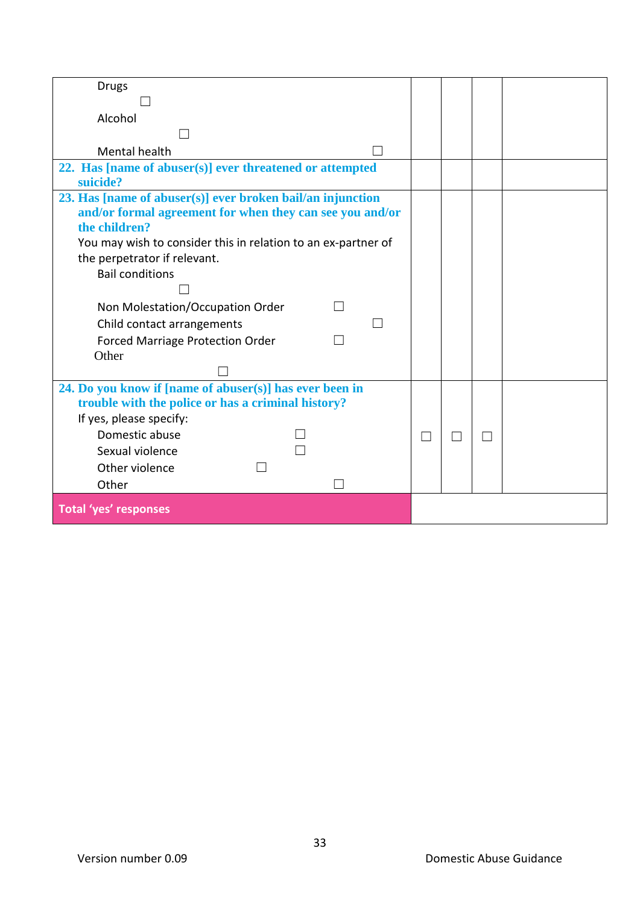| | | | | |
|---|---|---|---|---|
| Drugs ☐<br>Alcohol ☐<br>Mental health ☐ | | | | |
| **22. Has [name of abuser(s)] ever threatened or attempted suicide?** | | | | |
| **23. Has [name of abuser(s)] ever broken bail/an injunction and/or formal agreement for when they can see you and/or the children?**<br>You may wish to consider this in relation to an ex-partner of the perpetrator if relevant.<br>Bail conditions ☐<br>Non Molestation/Occupation Order ☐<br>Child contact arrangements ☐<br>Forced Marriage Protection Order ☐<br>Other ☐ | | | | |
| **24. Do you know if [name of abuser(s)] has ever been in trouble with the police or has a criminal history?**<br>If yes, please specify:<br>Domestic abuse ☐<br>Sexual violence ☐<br>Other violence ☐<br>Other ☐ | ☐ | ☐ | ☐ | |
| **Total 'yes' responses** | | | | |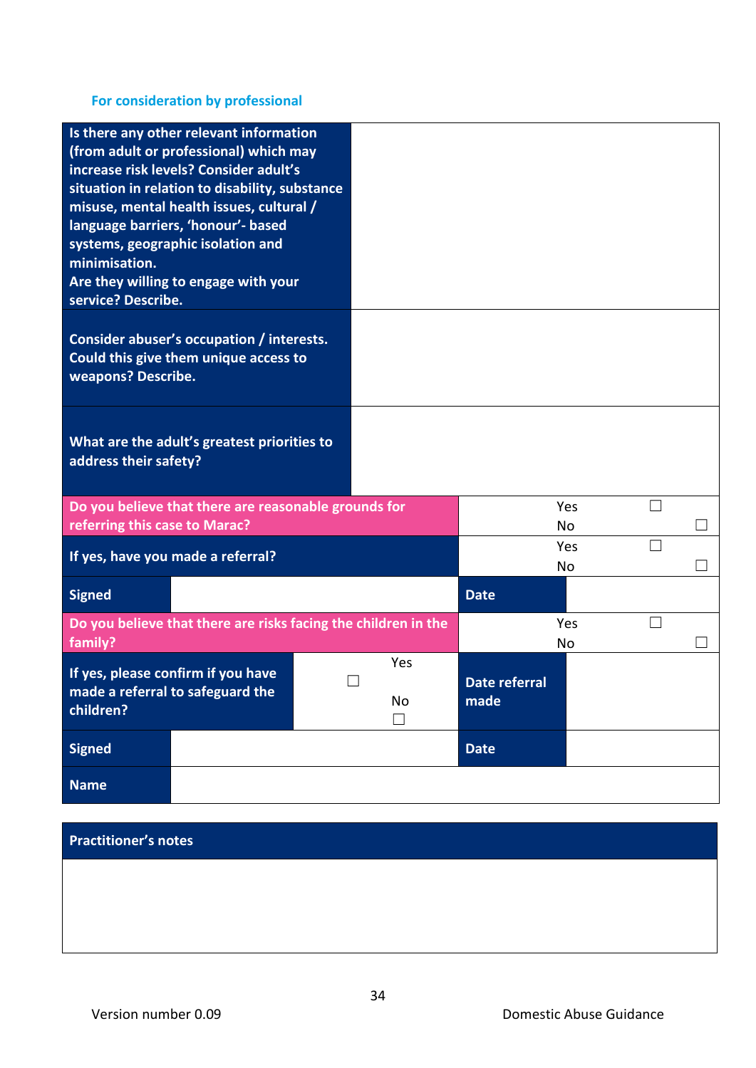**For consideration by professional**

| | |
|---|---|
| **Is there any other relevant information (from adult or professional) which may increase risk levels? Consider adult's situation in relation to disability, substance misuse, mental health issues, cultural / language barriers, 'honour'- based systems, geographic isolation and minimisation. Are they willing to engage with your service? Describe.** | |
| **Consider abuser's occupation / interests. Could this give them unique access to weapons? Describe.** | |
| **What are the adult's greatest priorities to address their safety?** | |

| | | | |
|---|---|---|---|
| **Do you believe that there are reasonable grounds for referring this case to Marac?** | | Yes ☐ No ☐ | |
| **If yes, have you made a referral?** | | Yes ☐ No ☐ | |
| **Signed** | | **Date** | |
| **Do you believe that there are risks facing the children in the family?** | | Yes ☐ No ☐ | |
| **If yes, please confirm if you have made a referral to safeguard the children?** | Yes ☐ No ☐ | **Date referral made** | |
| **Signed** | | **Date** | |
| **Name** | | | |

| **Practitioner's notes** |
|---|
| |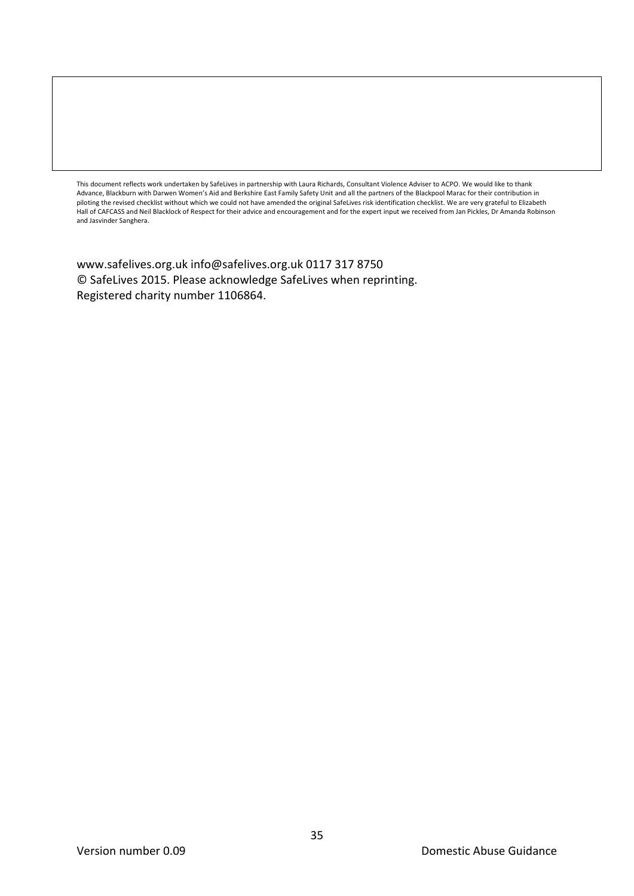This document reflects work undertaken by SafeLives in partnership with Laura Richards, Consultant Violence Adviser to ACPO. We would like to thank Advance, Blackburn with Darwen Women's Aid and Berkshire East Family Safety Unit and all the partners of the Blackpool Marac for their contribution in piloting the revised checklist without which we could not have amended the original SafeLives risk identification checklist. We are very grateful to Elizabeth Hall of CAFCASS and Neil Blacklock of Respect for their advice and encouragement and for the expert input we received from Jan Pickles, Dr Amanda Robinson and Jasvinder Sanghera.

www.safelives.org.uk info@safelives.org.uk 0117 317 8750
© SafeLives 2015. Please acknowledge SafeLives when reprinting.
Registered charity number 1106864.